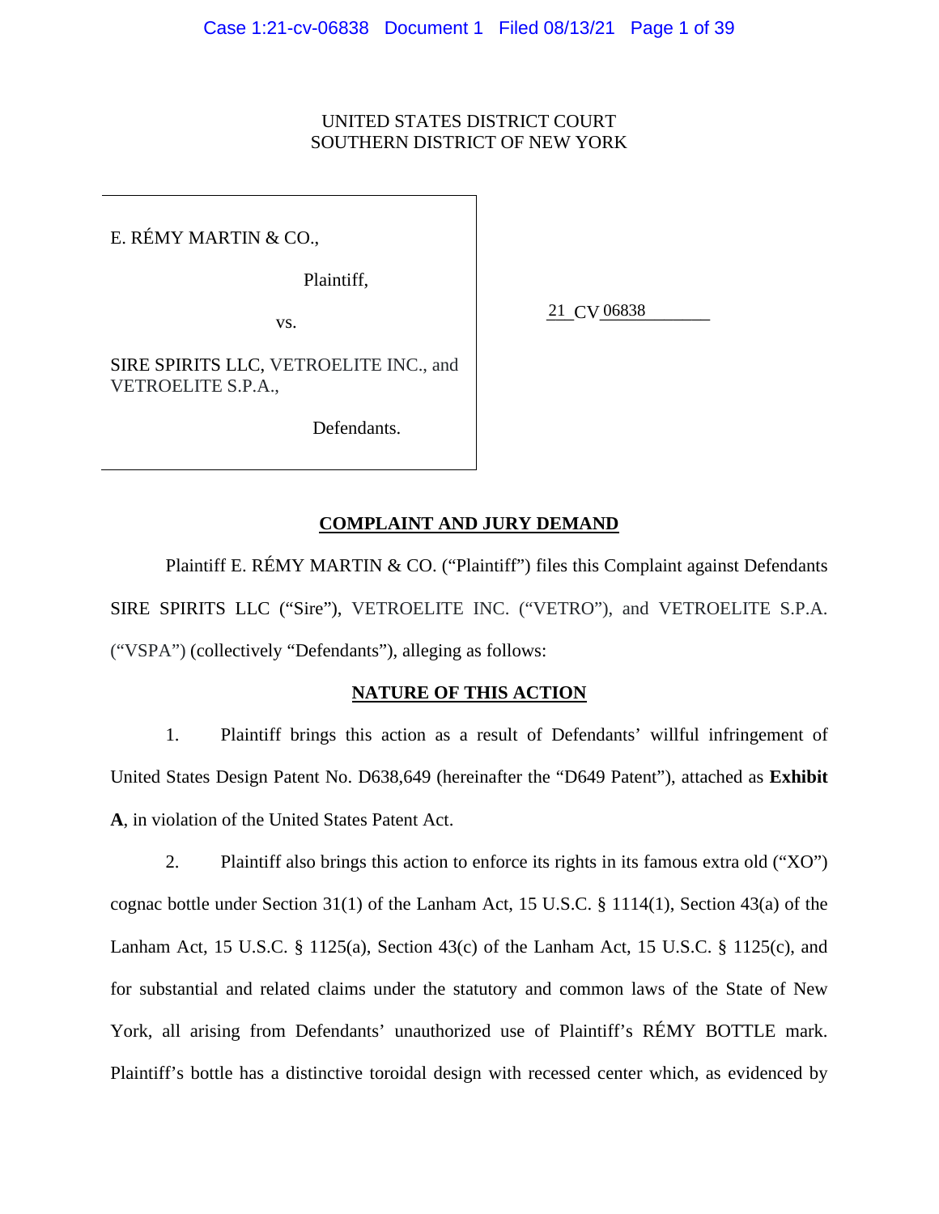UNITED STATES DISTRICT COURT
SOUTHERN DISTRICT OF NEW YORK

E. RÉMY MARTIN & CO.,

Plaintiff,

vs.

SIRE SPIRITS LLC, VETROELITE INC., and VETROELITE S.P.A.,

Defendants.

21 CV 06838

## COMPLAINT AND JURY DEMAND

Plaintiff E. RÉMY MARTIN & CO. ("Plaintiff") files this Complaint against Defendants SIRE SPIRITS LLC ("Sire"), VETROELITE INC. ("VETRO"), and VETROELITE S.P.A. ("VSPA") (collectively "Defendants"), alleging as follows:

## NATURE OF THIS ACTION

1. Plaintiff brings this action as a result of Defendants' willful infringement of United States Design Patent No. D638,649 (hereinafter the "D649 Patent"), attached as **Exhibit A**, in violation of the United States Patent Act.

2. Plaintiff also brings this action to enforce its rights in its famous extra old ("XO") cognac bottle under Section 31(1) of the Lanham Act, 15 U.S.C. § 1114(1), Section 43(a) of the Lanham Act, 15 U.S.C. § 1125(a), Section 43(c) of the Lanham Act, 15 U.S.C. § 1125(c), and for substantial and related claims under the statutory and common laws of the State of New York, all arising from Defendants' unauthorized use of Plaintiff's RÉMY BOTTLE mark. Plaintiff's bottle has a distinctive toroidal design with recessed center which, as evidenced by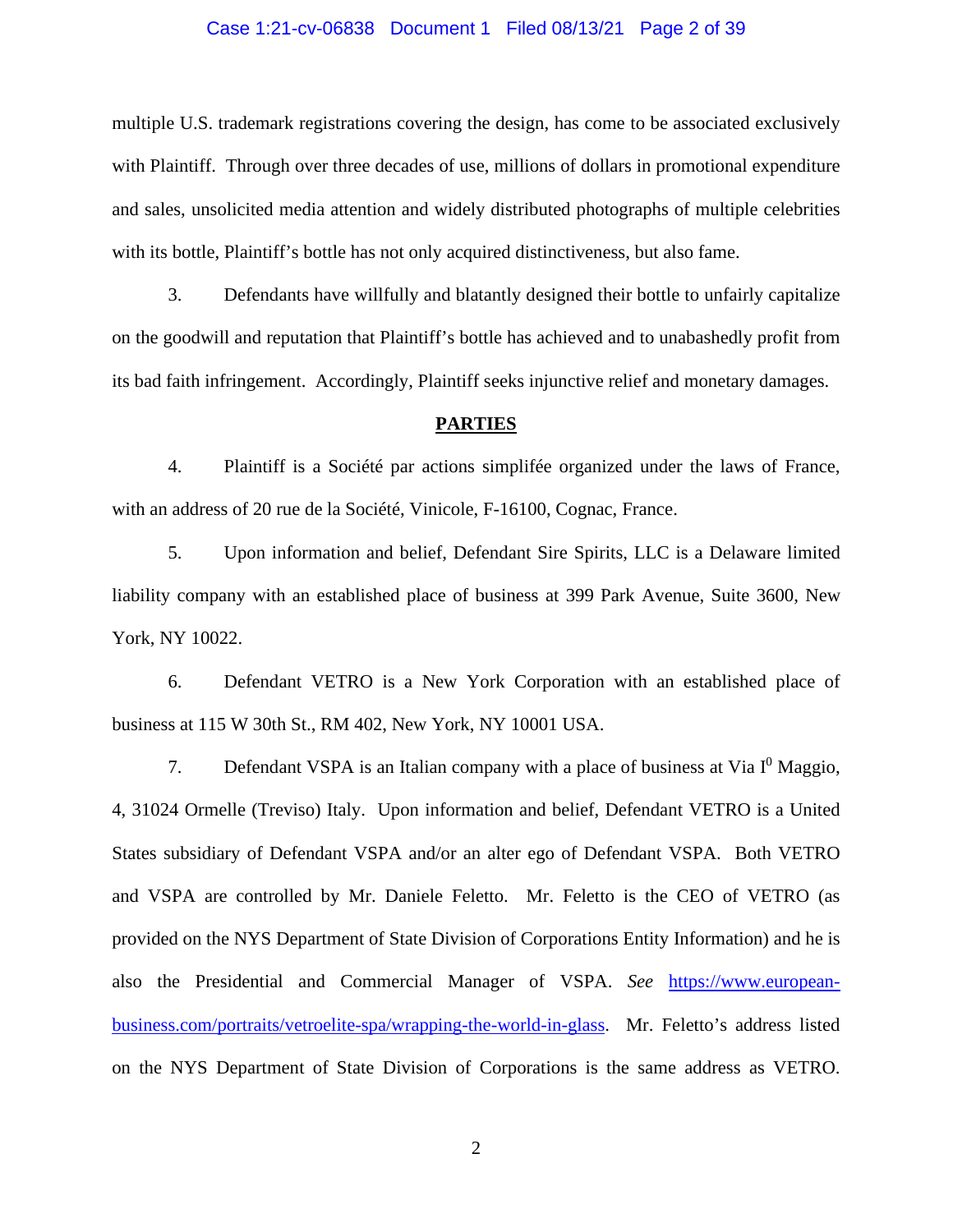multiple U.S. trademark registrations covering the design, has come to be associated exclusively with Plaintiff. Through over three decades of use, millions of dollars in promotional expenditure and sales, unsolicited media attention and widely distributed photographs of multiple celebrities with its bottle, Plaintiff's bottle has not only acquired distinctiveness, but also fame.

3. Defendants have willfully and blatantly designed their bottle to unfairly capitalize on the goodwill and reputation that Plaintiff's bottle has achieved and to unabashedly profit from its bad faith infringement. Accordingly, Plaintiff seeks injunctive relief and monetary damages.

**PARTIES**

4. Plaintiff is a Société par actions simplifiée organized under the laws of France, with an address of 20 rue de la Société, Vinicole, F-16100, Cognac, France.

5. Upon information and belief, Defendant Sire Spirits, LLC is a Delaware limited liability company with an established place of business at 399 Park Avenue, Suite 3600, New York, NY 10022.

6. Defendant VETRO is a New York Corporation with an established place of business at 115 W 30th St., RM 402, New York, NY 10001 USA.

7. Defendant VSPA is an Italian company with a place of business at Via I$^0$ Maggio, 4, 31024 Ormelle (Treviso) Italy. Upon information and belief, Defendant VETRO is a United States subsidiary of Defendant VSPA and/or an alter ego of Defendant VSPA. Both VETRO and VSPA are controlled by Mr. Daniele Feletto. Mr. Feletto is the CEO of VETRO (as provided on the NYS Department of State Division of Corporations Entity Information) and he is also the Presidential and Commercial Manager of VSPA. *See* https://www.european-business.com/portraits/vetroelite-spa/wrapping-the-world-in-glass. Mr. Feletto's address listed on the NYS Department of State Division of Corporations is the same address as VETRO.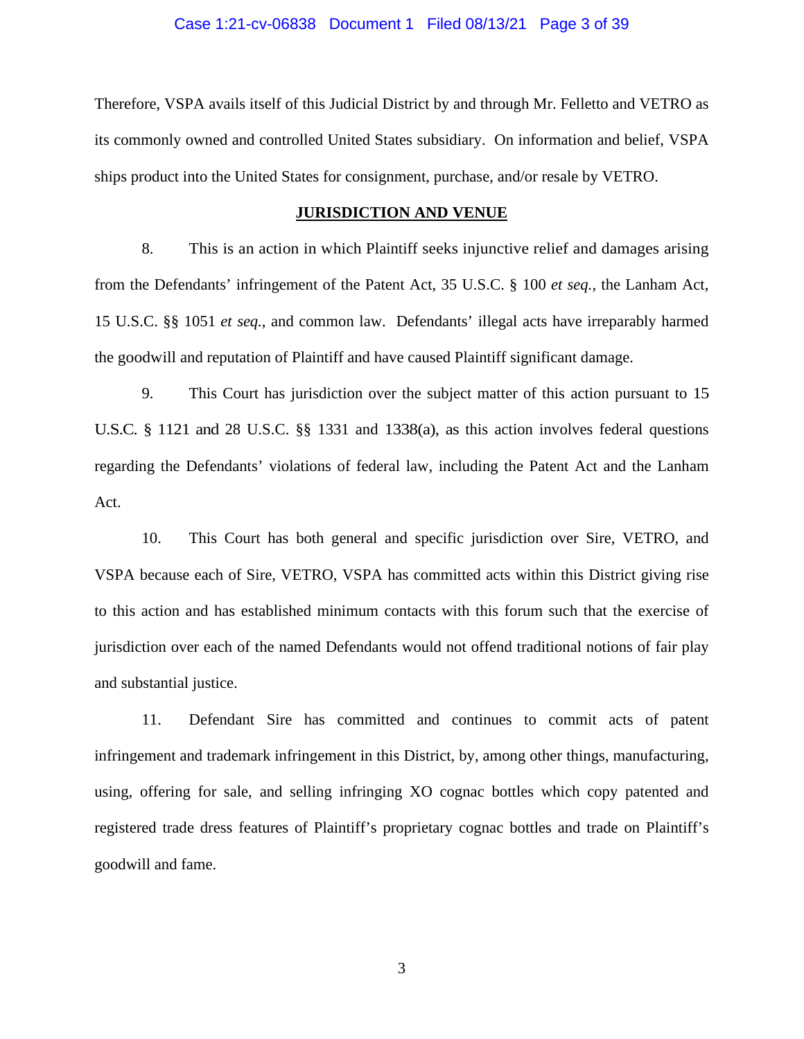Therefore, VSPA avails itself of this Judicial District by and through Mr. Felletto and VETRO as its commonly owned and controlled United States subsidiary. On information and belief, VSPA ships product into the United States for consignment, purchase, and/or resale by VETRO.

## **JURISDICTION AND VENUE**

8. This is an action in which Plaintiff seeks injunctive relief and damages arising from the Defendants' infringement of the Patent Act, 35 U.S.C. § 100 *et seq.*, the Lanham Act, 15 U.S.C. §§ 1051 *et seq.*, and common law. Defendants' illegal acts have irreparably harmed the goodwill and reputation of Plaintiff and have caused Plaintiff significant damage.

9. This Court has jurisdiction over the subject matter of this action pursuant to 15 U.S.C. § 1121 and 28 U.S.C. §§ 1331 and 1338(a), as this action involves federal questions regarding the Defendants' violations of federal law, including the Patent Act and the Lanham Act.

10. This Court has both general and specific jurisdiction over Sire, VETRO, and VSPA because each of Sire, VETRO, VSPA has committed acts within this District giving rise to this action and has established minimum contacts with this forum such that the exercise of jurisdiction over each of the named Defendants would not offend traditional notions of fair play and substantial justice.

11. Defendant Sire has committed and continues to commit acts of patent infringement and trademark infringement in this District, by, among other things, manufacturing, using, offering for sale, and selling infringing XO cognac bottles which copy patented and registered trade dress features of Plaintiff's proprietary cognac bottles and trade on Plaintiff's goodwill and fame.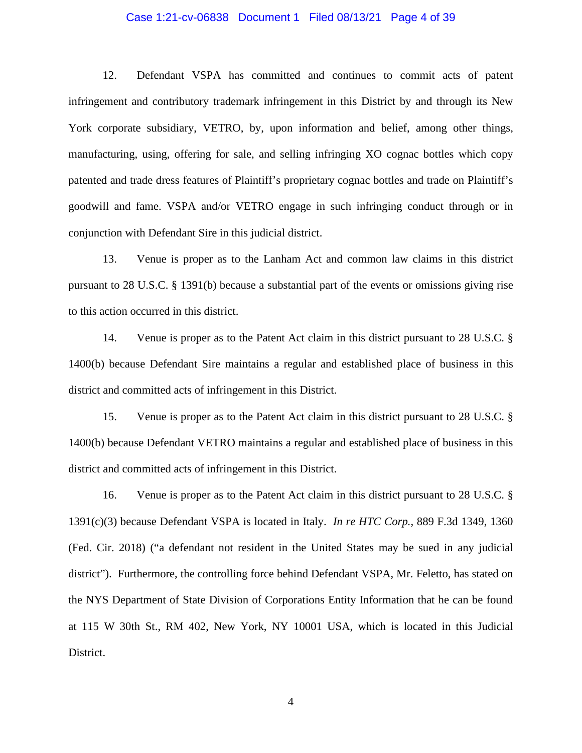12. Defendant VSPA has committed and continues to commit acts of patent infringement and contributory trademark infringement in this District by and through its New York corporate subsidiary, VETRO, by, upon information and belief, among other things, manufacturing, using, offering for sale, and selling infringing XO cognac bottles which copy patented and trade dress features of Plaintiff's proprietary cognac bottles and trade on Plaintiff's goodwill and fame. VSPA and/or VETRO engage in such infringing conduct through or in conjunction with Defendant Sire in this judicial district.

13. Venue is proper as to the Lanham Act and common law claims in this district pursuant to 28 U.S.C. § 1391(b) because a substantial part of the events or omissions giving rise to this action occurred in this district.

14. Venue is proper as to the Patent Act claim in this district pursuant to 28 U.S.C. § 1400(b) because Defendant Sire maintains a regular and established place of business in this district and committed acts of infringement in this District.

15. Venue is proper as to the Patent Act claim in this district pursuant to 28 U.S.C. § 1400(b) because Defendant VETRO maintains a regular and established place of business in this district and committed acts of infringement in this District.

16. Venue is proper as to the Patent Act claim in this district pursuant to 28 U.S.C. § 1391(c)(3) because Defendant VSPA is located in Italy. *In re HTC Corp.*, 889 F.3d 1349, 1360 (Fed. Cir. 2018) ("a defendant not resident in the United States may be sued in any judicial district"). Furthermore, the controlling force behind Defendant VSPA, Mr. Feletto, has stated on the NYS Department of State Division of Corporations Entity Information that he can be found at 115 W 30th St., RM 402, New York, NY 10001 USA, which is located in this Judicial District.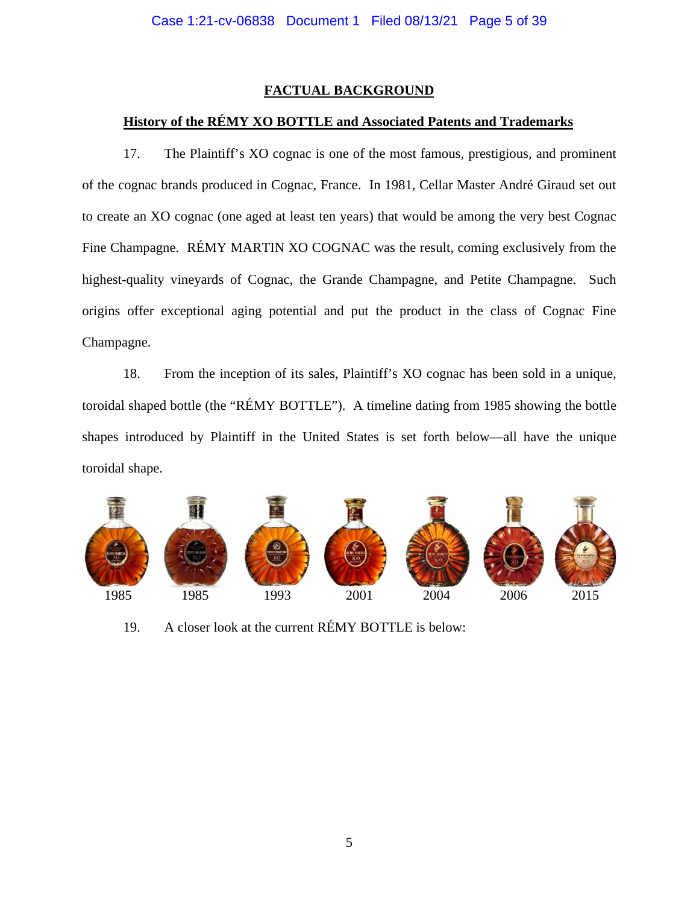## FACTUAL BACKGROUND

### History of the RÉMY XO BOTTLE and Associated Patents and Trademarks

17. The Plaintiff's XO cognac is one of the most famous, prestigious, and prominent of the cognac brands produced in Cognac, France. In 1981, Cellar Master André Giraud set out to create an XO cognac (one aged at least ten years) that would be among the very best Cognac Fine Champagne. RÉMY MARTIN XO COGNAC was the result, coming exclusively from the highest-quality vineyards of Cognac, the Grande Champagne, and Petite Champagne. Such origins offer exceptional aging potential and put the product in the class of Cognac Fine Champagne.

18. From the inception of its sales, Plaintiff's XO cognac has been sold in a unique, toroidal shaped bottle (the "RÉMY BOTTLE"). A timeline dating from 1985 showing the bottle shapes introduced by Plaintiff in the United States is set forth below—all have the unique toroidal shape.

1985 1985 1993 2001 2004 2006 2015

19. A closer look at the current RÉMY BOTTLE is below: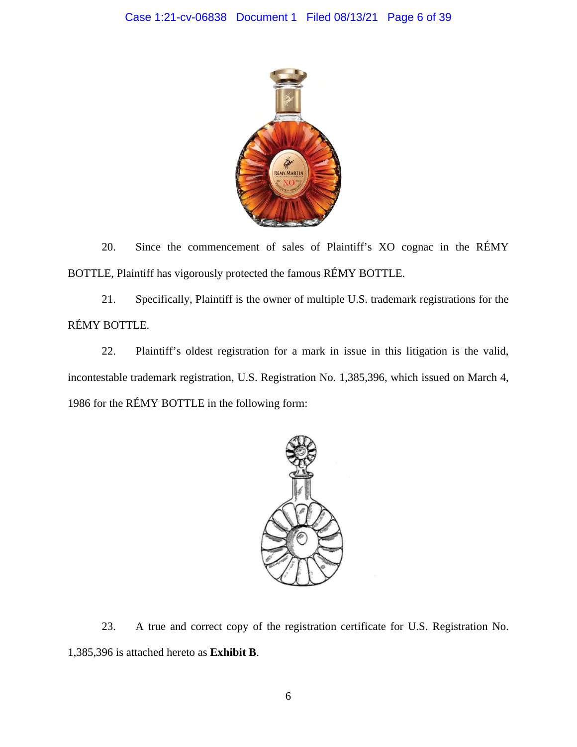20. Since the commencement of sales of Plaintiff's XO cognac in the RÉMY BOTTLE, Plaintiff has vigorously protected the famous RÉMY BOTTLE.

21. Specifically, Plaintiff is the owner of multiple U.S. trademark registrations for the RÉMY BOTTLE.

22. Plaintiff's oldest registration for a mark in issue in this litigation is the valid, incontestable trademark registration, U.S. Registration No. 1,385,396, which issued on March 4, 1986 for the RÉMY BOTTLE in the following form:

23. A true and correct copy of the registration certificate for U.S. Registration No. 1,385,396 is attached hereto as **Exhibit B**.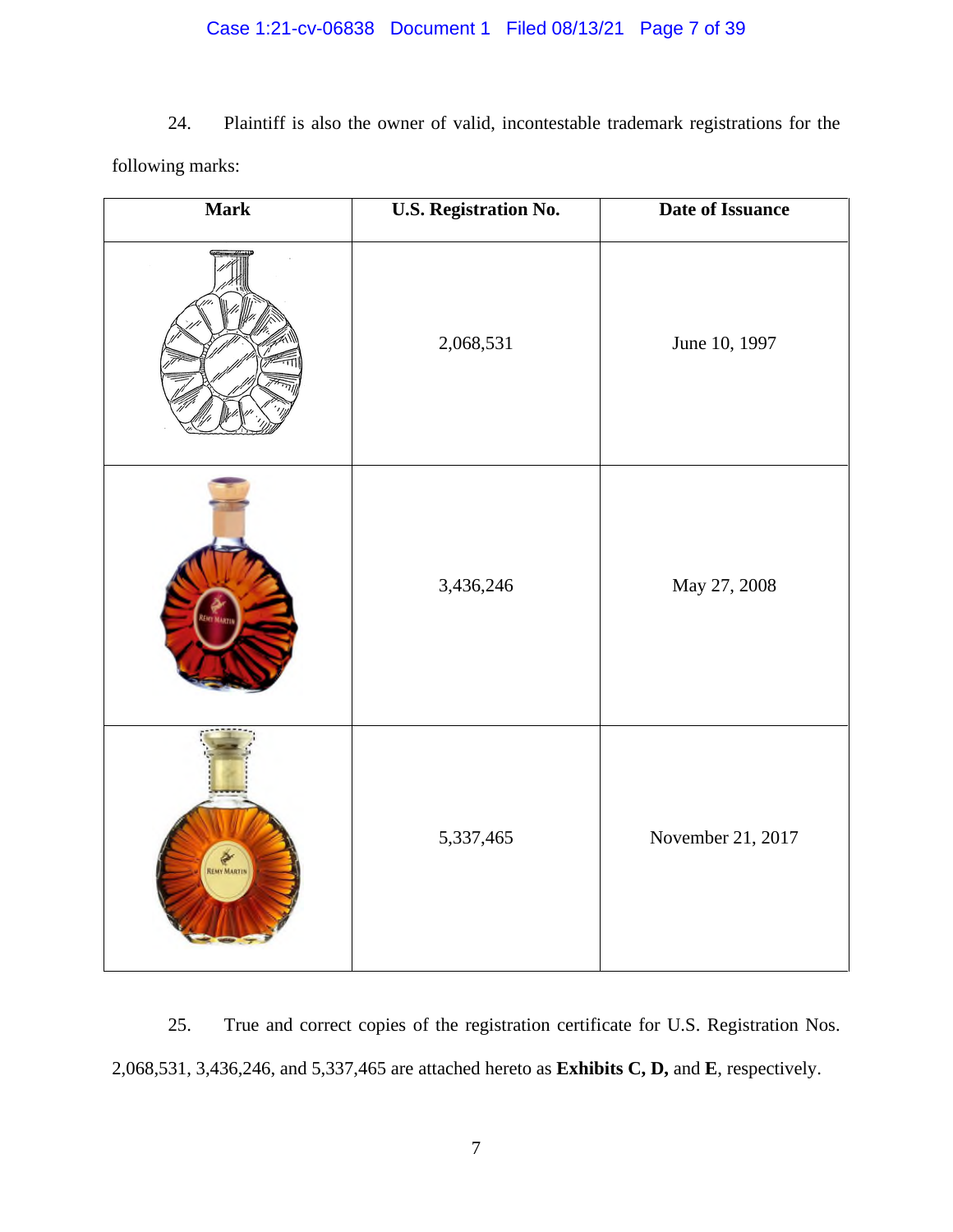24. Plaintiff is also the owner of valid, incontestable trademark registrations for the following marks:

| Mark | U.S. Registration No. | Date of Issuance |
| --- | --- | --- |
| | 2,068,531 | June 10, 1997 |
| | 3,436,246 | May 27, 2008 |
| | 5,337,465 | November 21, 2017 |

25. True and correct copies of the registration certificate for U.S. Registration Nos. 2,068,531, 3,436,246, and 5,337,465 are attached hereto as **Exhibits C, D,** and **E**, respectively.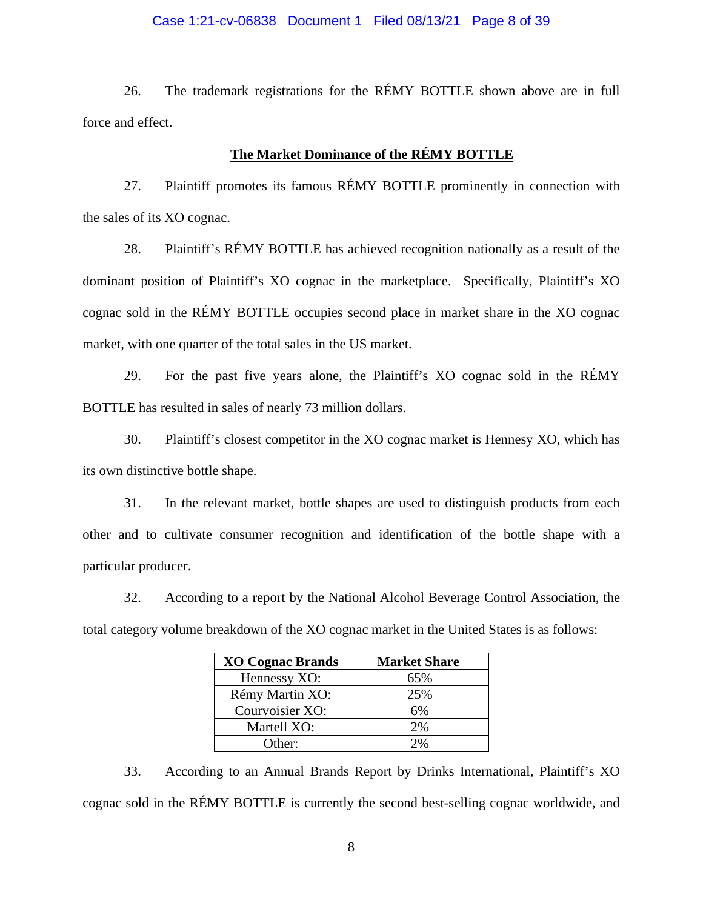26. The trademark registrations for the RÉMY BOTTLE shown above are in full force and effect.

## The Market Dominance of the RÉMY BOTTLE

27. Plaintiff promotes its famous RÉMY BOTTLE prominently in connection with the sales of its XO cognac.

28. Plaintiff's RÉMY BOTTLE has achieved recognition nationally as a result of the dominant position of Plaintiff's XO cognac in the marketplace. Specifically, Plaintiff's XO cognac sold in the RÉMY BOTTLE occupies second place in market share in the XO cognac market, with one quarter of the total sales in the US market.

29. For the past five years alone, the Plaintiff's XO cognac sold in the RÉMY BOTTLE has resulted in sales of nearly 73 million dollars.

30. Plaintiff's closest competitor in the XO cognac market is Hennesy XO, which has its own distinctive bottle shape.

31. In the relevant market, bottle shapes are used to distinguish products from each other and to cultivate consumer recognition and identification of the bottle shape with a particular producer.

32. According to a report by the National Alcohol Beverage Control Association, the total category volume breakdown of the XO cognac market in the United States is as follows:

| XO Cognac Brands | Market Share |
| --- | --- |
| Hennessy XO: | 65% |
| Rémy Martin XO: | 25% |
| Courvoisier XO: | 6% |
| Martell XO: | 2% |
| Other: | 2% |

33. According to an Annual Brands Report by Drinks International, Plaintiff's XO cognac sold in the RÉMY BOTTLE is currently the second best-selling cognac worldwide, and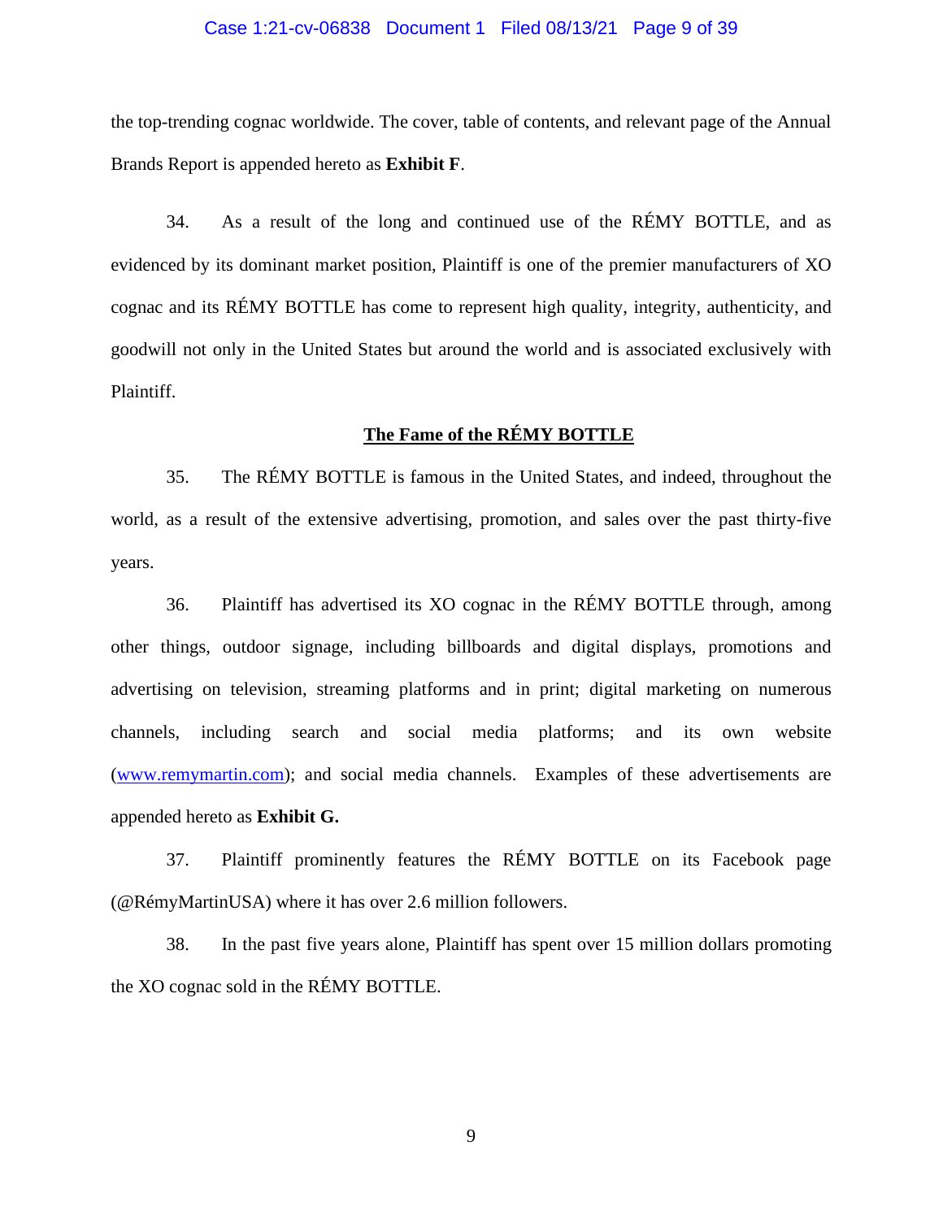the top-trending cognac worldwide. The cover, table of contents, and relevant page of the Annual Brands Report is appended hereto as **Exhibit F**.

34. As a result of the long and continued use of the RÉMY BOTTLE, and as evidenced by its dominant market position, Plaintiff is one of the premier manufacturers of XO cognac and its RÉMY BOTTLE has come to represent high quality, integrity, authenticity, and goodwill not only in the United States but around the world and is associated exclusively with Plaintiff.

**The Fame of the RÉMY BOTTLE**

35. The RÉMY BOTTLE is famous in the United States, and indeed, throughout the world, as a result of the extensive advertising, promotion, and sales over the past thirty-five years.

36. Plaintiff has advertised its XO cognac in the RÉMY BOTTLE through, among other things, outdoor signage, including billboards and digital displays, promotions and advertising on television, streaming platforms and in print; digital marketing on numerous channels, including search and social media platforms; and its own website (www.remymartin.com); and social media channels. Examples of these advertisements are appended hereto as **Exhibit G.**

37. Plaintiff prominently features the RÉMY BOTTLE on its Facebook page (@RémyMartinUSA) where it has over 2.6 million followers.

38. In the past five years alone, Plaintiff has spent over 15 million dollars promoting the XO cognac sold in the RÉMY BOTTLE.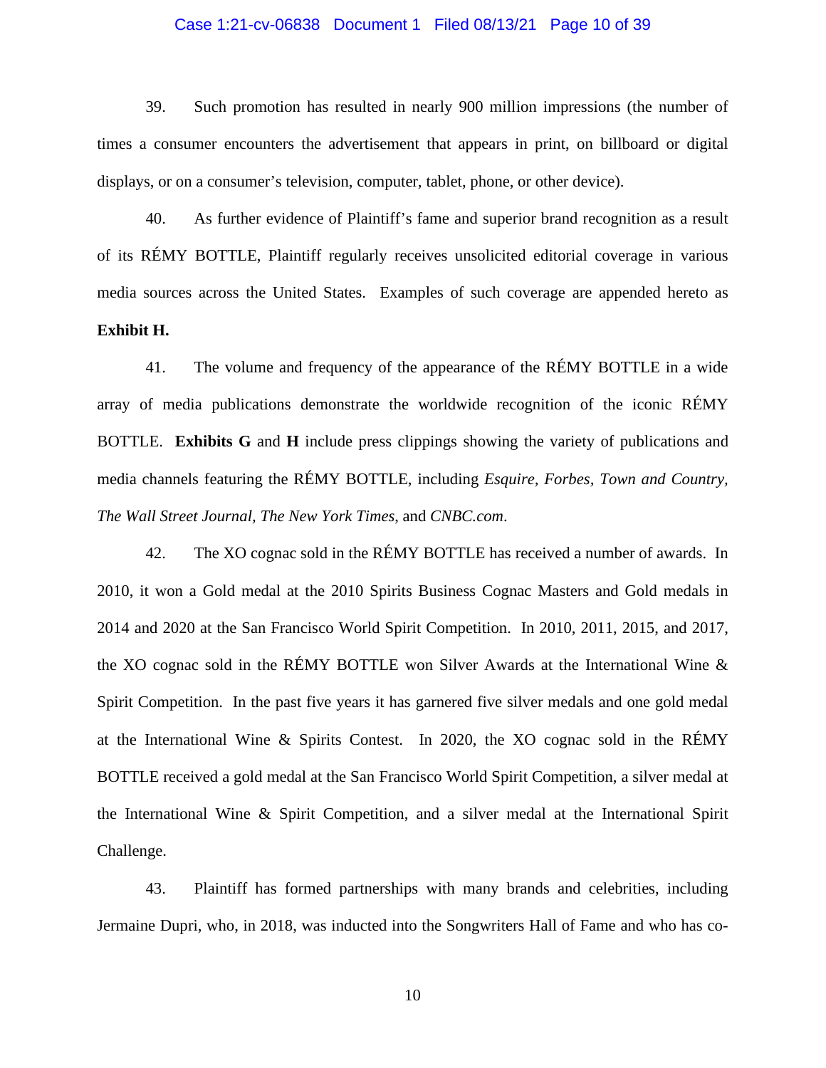39. Such promotion has resulted in nearly 900 million impressions (the number of times a consumer encounters the advertisement that appears in print, on billboard or digital displays, or on a consumer's television, computer, tablet, phone, or other device).

40. As further evidence of Plaintiff's fame and superior brand recognition as a result of its RÉMY BOTTLE, Plaintiff regularly receives unsolicited editorial coverage in various media sources across the United States. Examples of such coverage are appended hereto as **Exhibit H.**

41. The volume and frequency of the appearance of the RÉMY BOTTLE in a wide array of media publications demonstrate the worldwide recognition of the iconic RÉMY BOTTLE. **Exhibits G** and **H** include press clippings showing the variety of publications and media channels featuring the RÉMY BOTTLE, including *Esquire*, *Forbes*, *Town and Country*, *The Wall Street Journal*, *The New York Times*, and *CNBC.com*.

42. The XO cognac sold in the RÉMY BOTTLE has received a number of awards. In 2010, it won a Gold medal at the 2010 Spirits Business Cognac Masters and Gold medals in 2014 and 2020 at the San Francisco World Spirit Competition. In 2010, 2011, 2015, and 2017, the XO cognac sold in the RÉMY BOTTLE won Silver Awards at the International Wine & Spirit Competition. In the past five years it has garnered five silver medals and one gold medal at the International Wine & Spirits Contest. In 2020, the XO cognac sold in the RÉMY BOTTLE received a gold medal at the San Francisco World Spirit Competition, a silver medal at the International Wine & Spirit Competition, and a silver medal at the International Spirit Challenge.

43. Plaintiff has formed partnerships with many brands and celebrities, including Jermaine Dupri, who, in 2018, was inducted into the Songwriters Hall of Fame and who has co-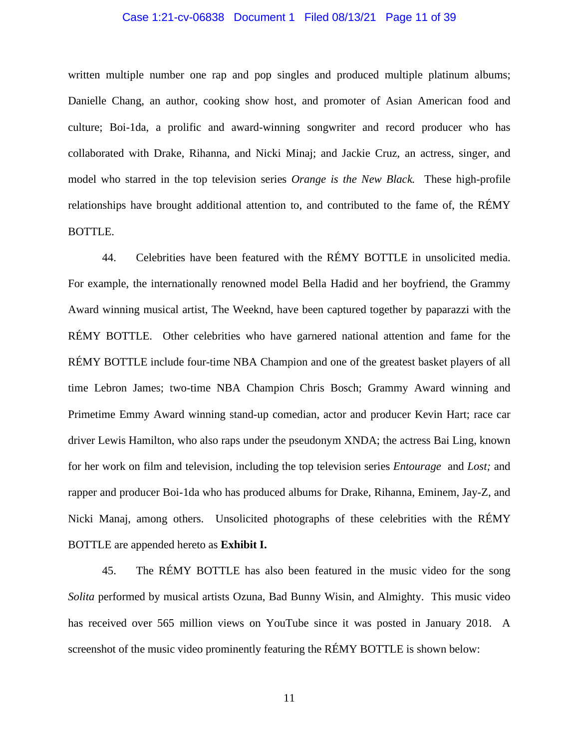written multiple number one rap and pop singles and produced multiple platinum albums; Danielle Chang, an author, cooking show host, and promoter of Asian American food and culture; Boi-1da, a prolific and award-winning songwriter and record producer who has collaborated with Drake, Rihanna, and Nicki Minaj; and Jackie Cruz, an actress, singer, and model who starred in the top television series *Orange is the New Black.* These high-profile relationships have brought additional attention to, and contributed to the fame of, the RÉMY BOTTLE.

44. Celebrities have been featured with the RÉMY BOTTLE in unsolicited media. For example, the internationally renowned model Bella Hadid and her boyfriend, the Grammy Award winning musical artist, The Weeknd, have been captured together by paparazzi with the RÉMY BOTTLE. Other celebrities who have garnered national attention and fame for the RÉMY BOTTLE include four-time NBA Champion and one of the greatest basket players of all time Lebron James; two-time NBA Champion Chris Bosch; Grammy Award winning and Primetime Emmy Award winning stand-up comedian, actor and producer Kevin Hart; race car driver Lewis Hamilton, who also raps under the pseudonym XNDA; the actress Bai Ling, known for her work on film and television, including the top television series *Entourage* and *Lost;* and rapper and producer Boi-1da who has produced albums for Drake, Rihanna, Eminem, Jay-Z, and Nicki Manaj, among others. Unsolicited photographs of these celebrities with the RÉMY BOTTLE are appended hereto as **Exhibit I.**

45. The RÉMY BOTTLE has also been featured in the music video for the song *Solita* performed by musical artists Ozuna, Bad Bunny Wisin, and Almighty. This music video has received over 565 million views on YouTube since it was posted in January 2018. A screenshot of the music video prominently featuring the RÉMY BOTTLE is shown below: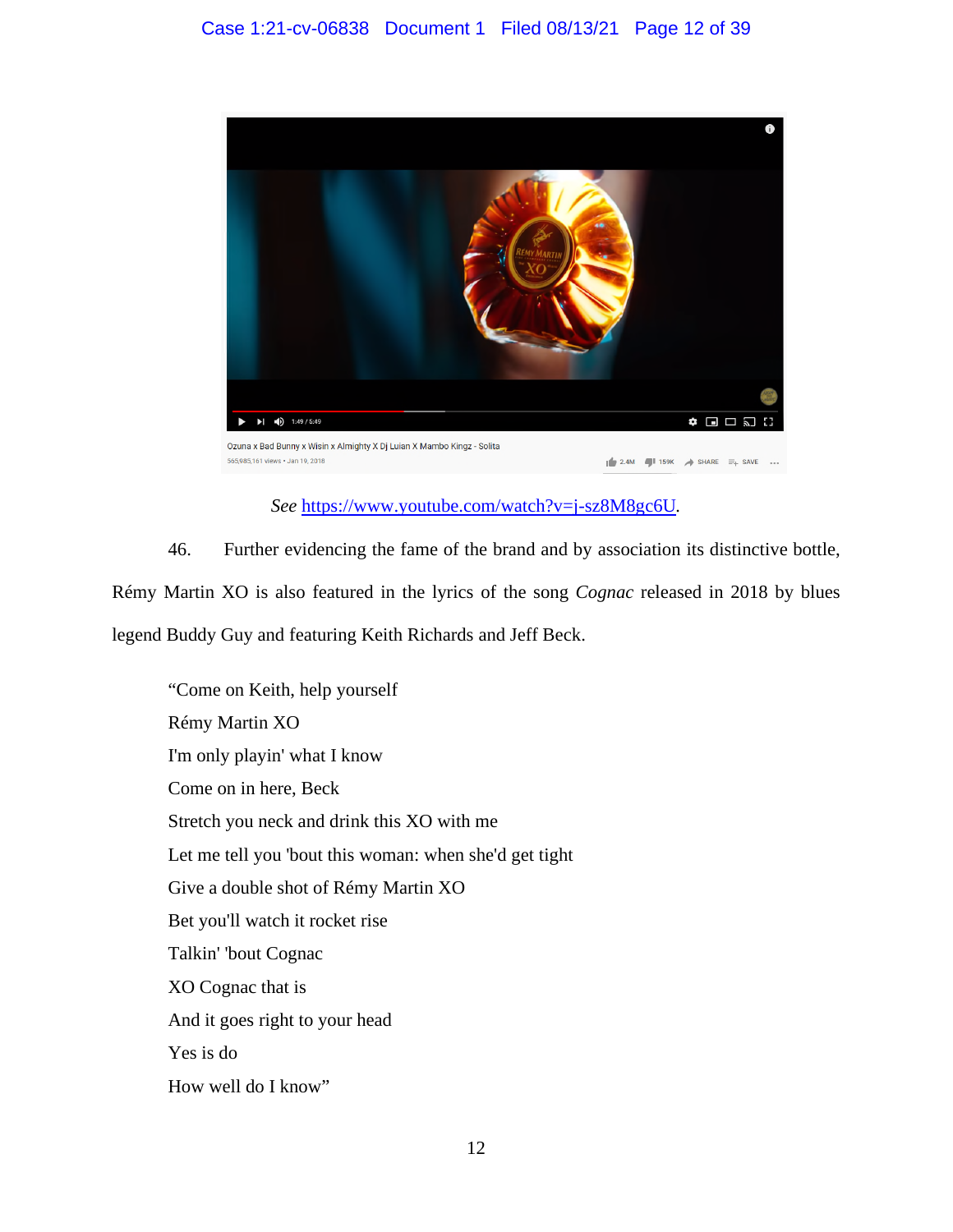Ozuna x Bad Bunny x Wisin x Almighty X Dj Luian X Mambo Kingz - Solita

565,985,161 views • Jan 19, 2018

*See* https://www.youtube.com/watch?v=j-sz8M8gc6U.

46. Further evidencing the fame of the brand and by association its distinctive bottle, Rémy Martin XO is also featured in the lyrics of the song *Cognac* released in 2018 by blues legend Buddy Guy and featuring Keith Richards and Jeff Beck.

> "Come on Keith, help yourself
> Rémy Martin XO
> I'm only playin' what I know
> Come on in here, Beck
> Stretch you neck and drink this XO with me
> Let me tell you 'bout this woman: when she'd get tight
> Give a double shot of Rémy Martin XO
> Bet you'll watch it rocket rise
> Talkin' 'bout Cognac
> XO Cognac that is
> And it goes right to your head
> Yes is do
> How well do I know"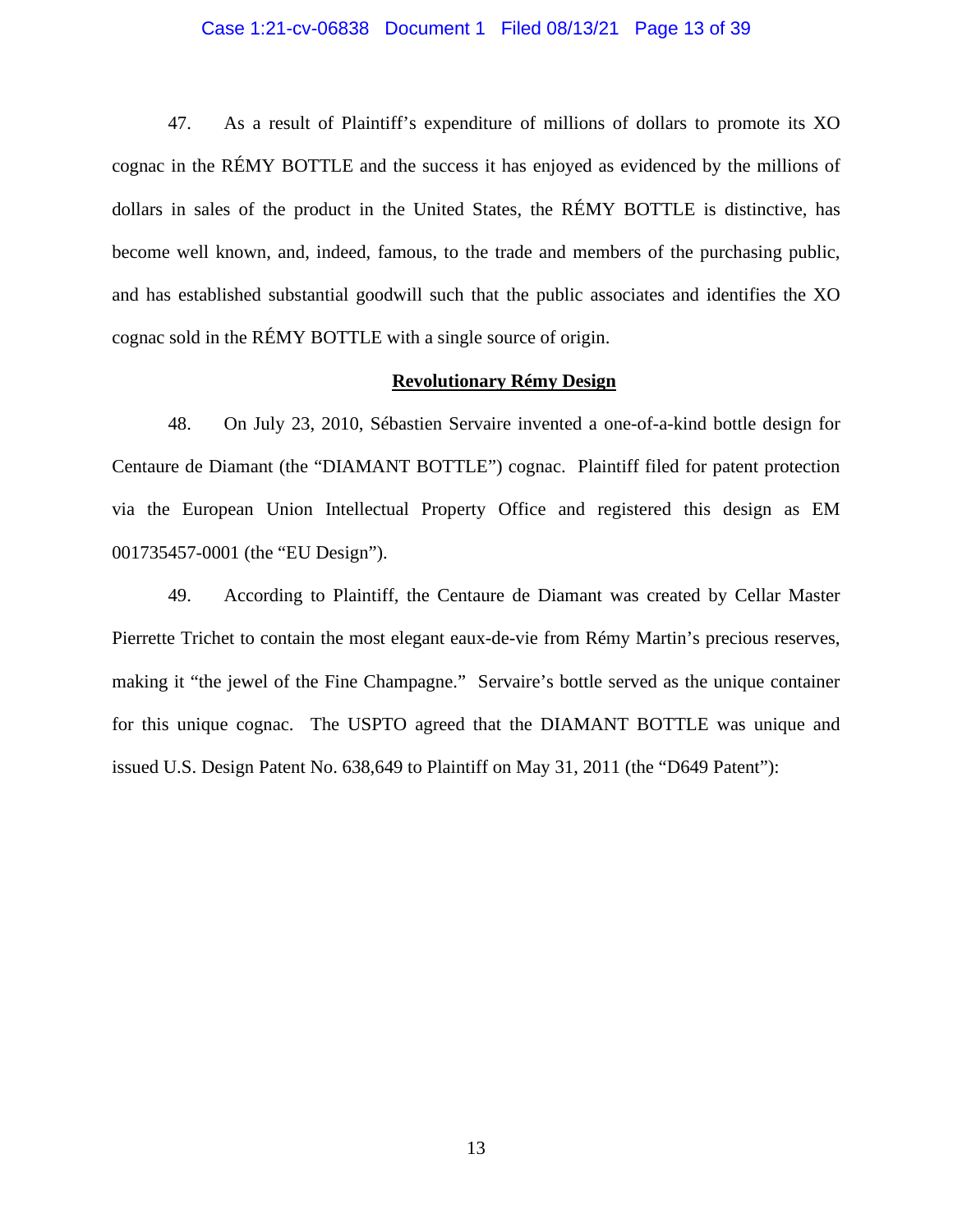47. As a result of Plaintiff's expenditure of millions of dollars to promote its XO cognac in the RÉMY BOTTLE and the success it has enjoyed as evidenced by the millions of dollars in sales of the product in the United States, the RÉMY BOTTLE is distinctive, has become well known, and, indeed, famous, to the trade and members of the purchasing public, and has established substantial goodwill such that the public associates and identifies the XO cognac sold in the RÉMY BOTTLE with a single source of origin.

## Revolutionary Rémy Design

48. On July 23, 2010, Sébastien Servaire invented a one-of-a-kind bottle design for Centaure de Diamant (the "DIAMANT BOTTLE") cognac. Plaintiff filed for patent protection via the European Union Intellectual Property Office and registered this design as EM 001735457-0001 (the "EU Design").

49. According to Plaintiff, the Centaure de Diamant was created by Cellar Master Pierrette Trichet to contain the most elegant eaux-de-vie from Rémy Martin's precious reserves, making it "the jewel of the Fine Champagne." Servaire's bottle served as the unique container for this unique cognac. The USPTO agreed that the DIAMANT BOTTLE was unique and issued U.S. Design Patent No. 638,649 to Plaintiff on May 31, 2011 (the "D649 Patent"):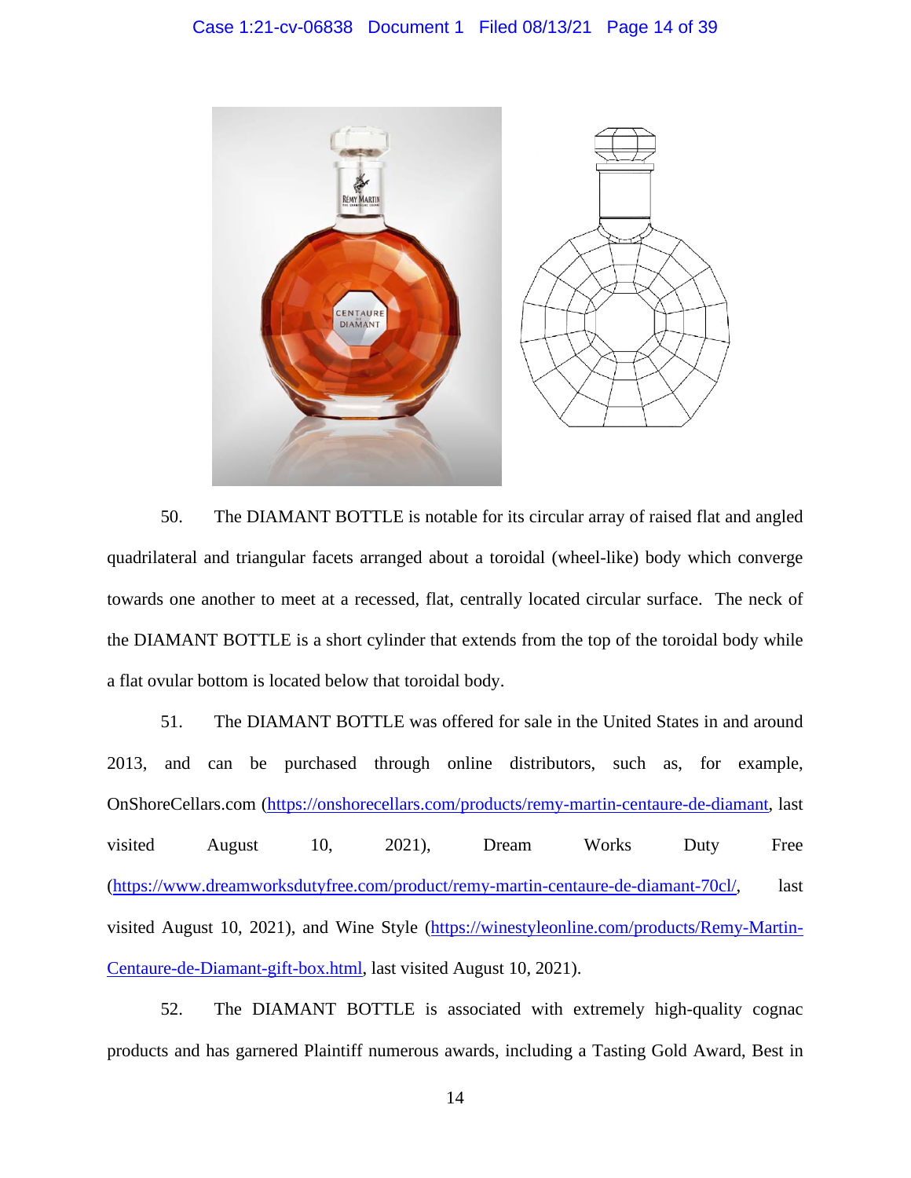50. The DIAMANT BOTTLE is notable for its circular array of raised flat and angled quadrilateral and triangular facets arranged about a toroidal (wheel-like) body which converge towards one another to meet at a recessed, flat, centrally located circular surface. The neck of the DIAMANT BOTTLE is a short cylinder that extends from the top of the toroidal body while a flat ovular bottom is located below that toroidal body.

51. The DIAMANT BOTTLE was offered for sale in the United States in and around 2013, and can be purchased through online distributors, such as, for example, OnShoreCellars.com (https://onshorecellars.com/products/remy-martin-centaure-de-diamant, last visited August 10, 2021), Dream Works Duty Free (https://www.dreamworksdutyfree.com/product/remy-martin-centaure-de-diamant-70cl/, last visited August 10, 2021), and Wine Style (https://winestyleonline.com/products/Remy-Martin-Centaure-de-Diamant-gift-box.html, last visited August 10, 2021).

52. The DIAMANT BOTTLE is associated with extremely high-quality cognac products and has garnered Plaintiff numerous awards, including a Tasting Gold Award, Best in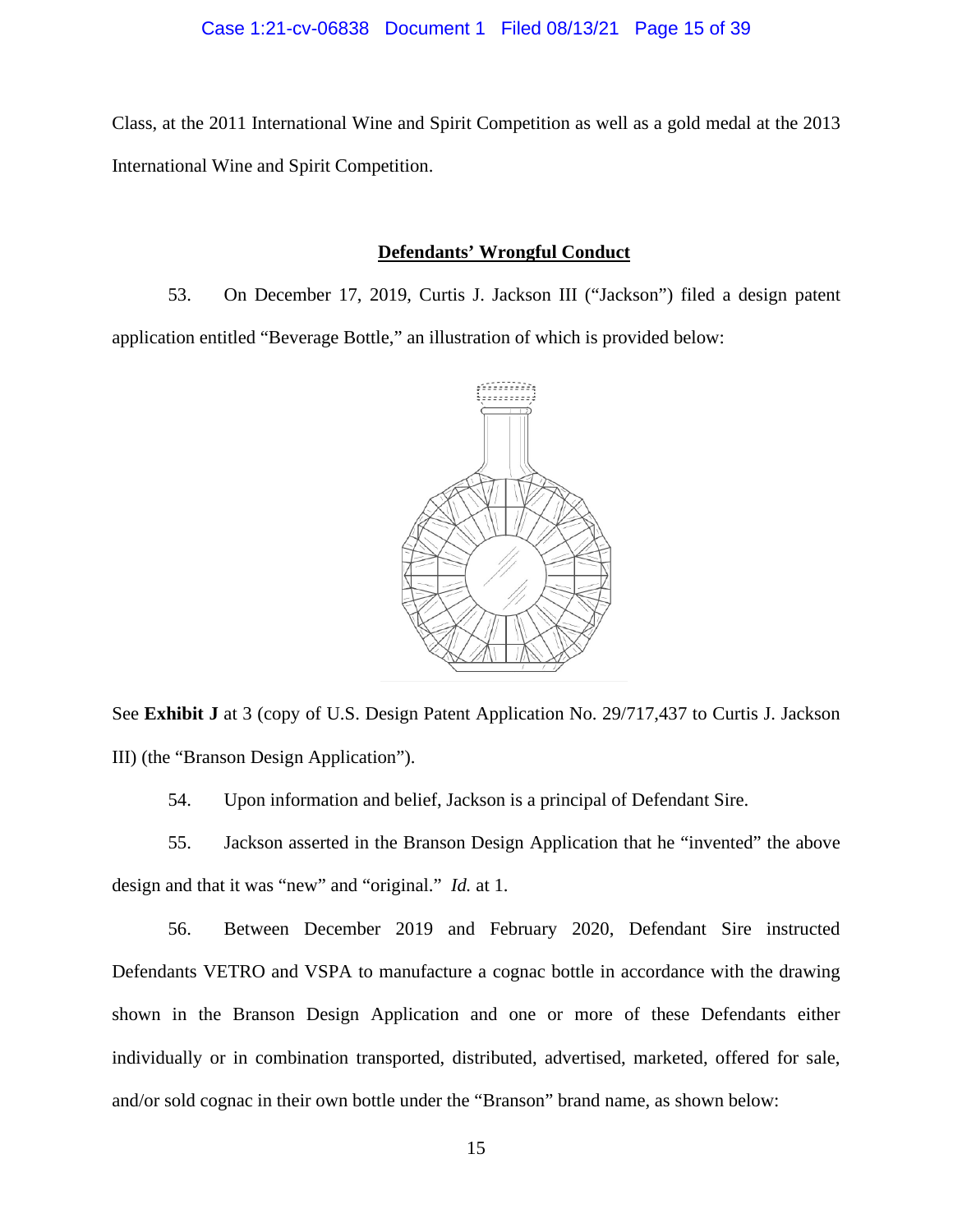Class, at the 2011 International Wine and Spirit Competition as well as a gold medal at the 2013 International Wine and Spirit Competition.

**Defendants' Wrongful Conduct**

53. On December 17, 2019, Curtis J. Jackson III ("Jackson") filed a design patent application entitled "Beverage Bottle," an illustration of which is provided below:

See **Exhibit J** at 3 (copy of U.S. Design Patent Application No. 29/717,437 to Curtis J. Jackson III) (the "Branson Design Application").

54. Upon information and belief, Jackson is a principal of Defendant Sire.

55. Jackson asserted in the Branson Design Application that he "invented" the above design and that it was "new" and "original." *Id.* at 1.

56. Between December 2019 and February 2020, Defendant Sire instructed Defendants VETRO and VSPA to manufacture a cognac bottle in accordance with the drawing shown in the Branson Design Application and one or more of these Defendants either individually or in combination transported, distributed, advertised, marketed, offered for sale, and/or sold cognac in their own bottle under the "Branson" brand name, as shown below: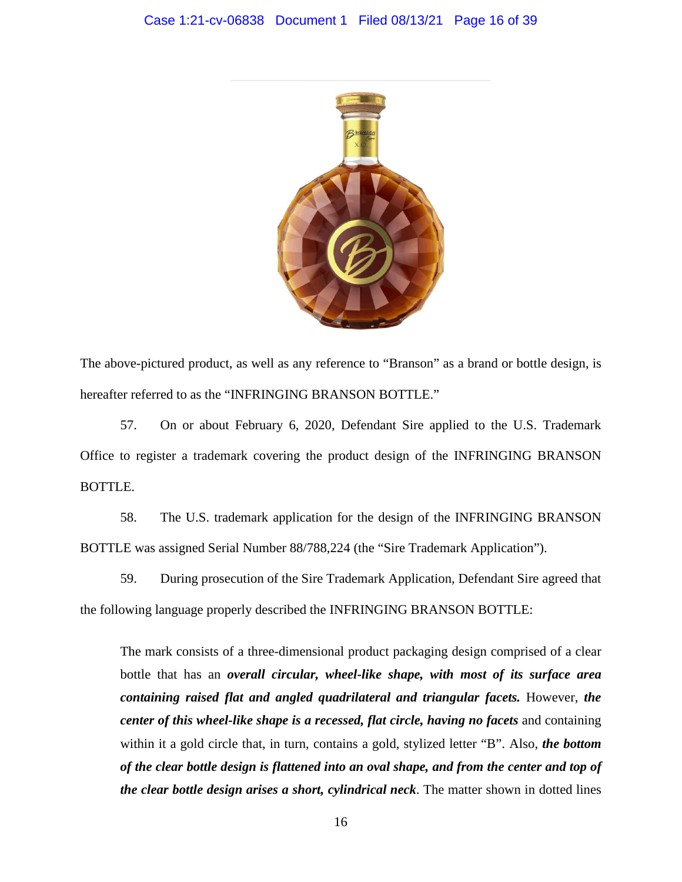The above-pictured product, as well as any reference to "Branson" as a brand or bottle design, is hereafter referred to as the "INFRINGING BRANSON BOTTLE."

57. On or about February 6, 2020, Defendant Sire applied to the U.S. Trademark Office to register a trademark covering the product design of the INFRINGING BRANSON BOTTLE.

58. The U.S. trademark application for the design of the INFRINGING BRANSON BOTTLE was assigned Serial Number 88/788,224 (the "Sire Trademark Application").

59. During prosecution of the Sire Trademark Application, Defendant Sire agreed that the following language properly described the INFRINGING BRANSON BOTTLE:

> The mark consists of a three-dimensional product packaging design comprised of a clear bottle that has an ***overall circular, wheel-like shape, with most of its surface area containing raised flat and angled quadrilateral and triangular facets.*** However, ***the center of this wheel-like shape is a recessed, flat circle, having no facets*** and containing within it a gold circle that, in turn, contains a gold, stylized letter "B". Also, ***the bottom of the clear bottle design is flattened into an oval shape, and from the center and top of the clear bottle design arises a short, cylindrical neck***. The matter shown in dotted lines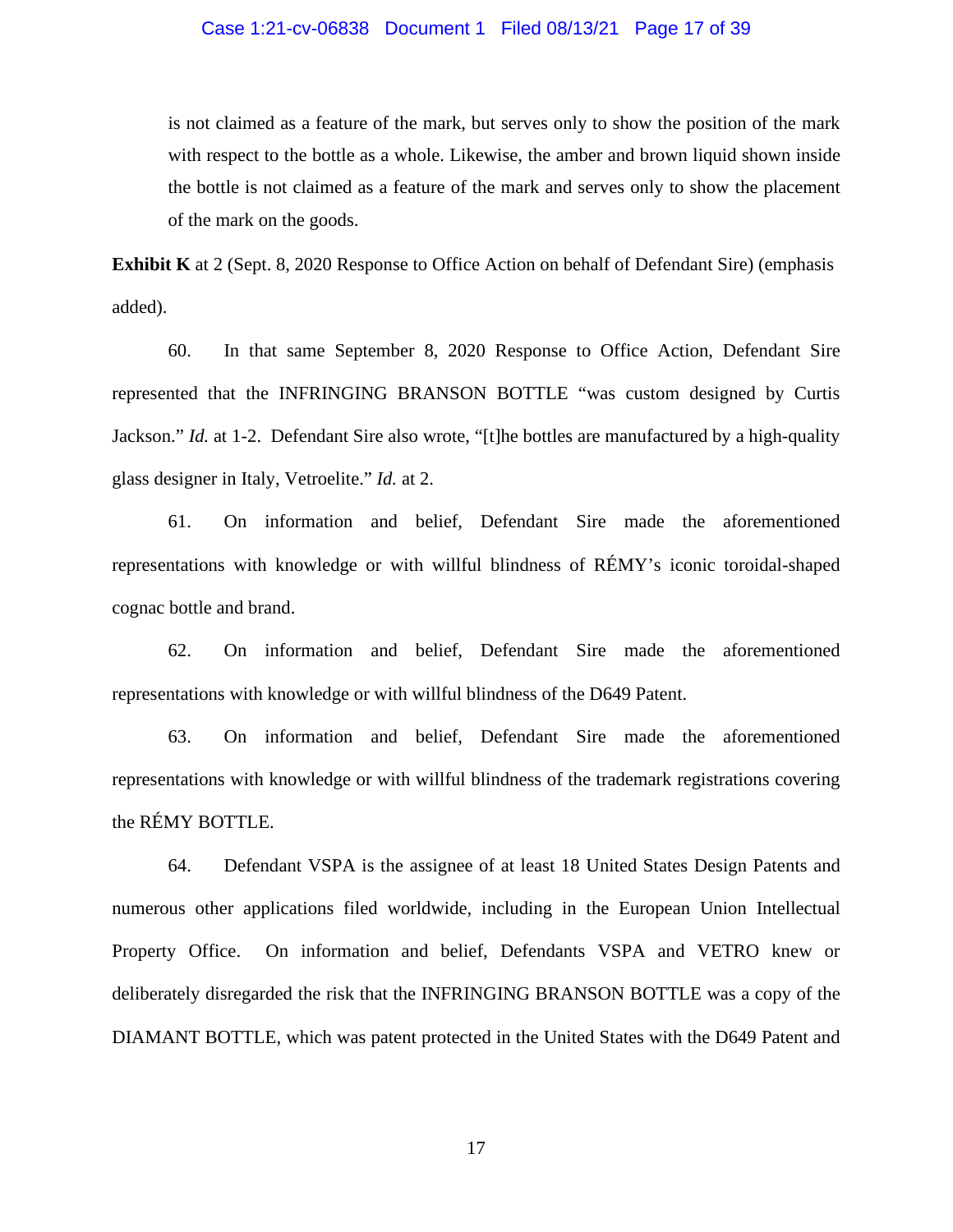is not claimed as a feature of the mark, but serves only to show the position of the mark with respect to the bottle as a whole. Likewise, the amber and brown liquid shown inside the bottle is not claimed as a feature of the mark and serves only to show the placement of the mark on the goods.

**Exhibit K** at 2 (Sept. 8, 2020 Response to Office Action on behalf of Defendant Sire) (emphasis added).

60. In that same September 8, 2020 Response to Office Action, Defendant Sire represented that the INFRINGING BRANSON BOTTLE "was custom designed by Curtis Jackson." *Id.* at 1-2. Defendant Sire also wrote, "[t]he bottles are manufactured by a high-quality glass designer in Italy, Vetroelite." *Id.* at 2.

61. On information and belief, Defendant Sire made the aforementioned representations with knowledge or with willful blindness of RÉMY's iconic toroidal-shaped cognac bottle and brand.

62. On information and belief, Defendant Sire made the aforementioned representations with knowledge or with willful blindness of the D649 Patent.

63. On information and belief, Defendant Sire made the aforementioned representations with knowledge or with willful blindness of the trademark registrations covering the RÉMY BOTTLE.

64. Defendant VSPA is the assignee of at least 18 United States Design Patents and numerous other applications filed worldwide, including in the European Union Intellectual Property Office. On information and belief, Defendants VSPA and VETRO knew or deliberately disregarded the risk that the INFRINGING BRANSON BOTTLE was a copy of the DIAMANT BOTTLE, which was patent protected in the United States with the D649 Patent and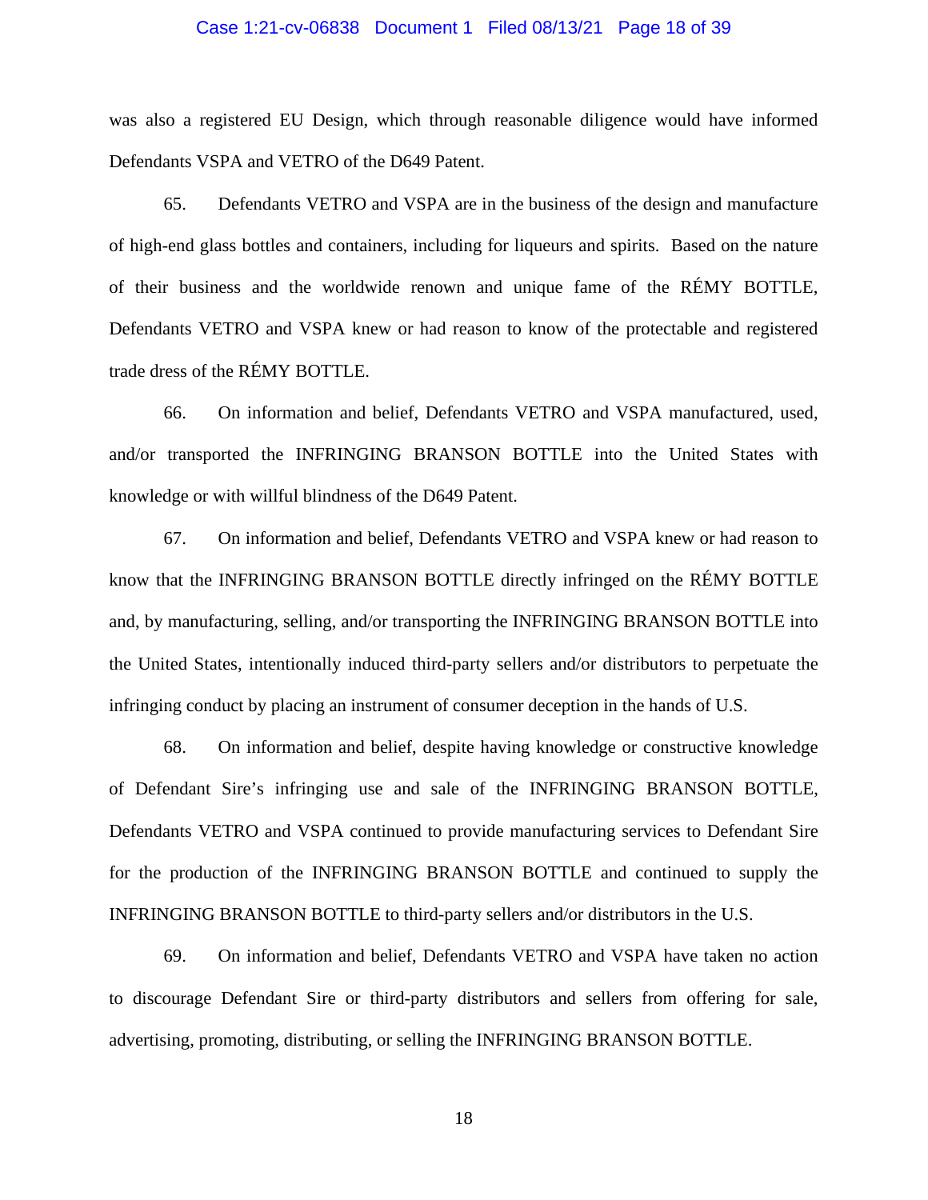was also a registered EU Design, which through reasonable diligence would have informed Defendants VSPA and VETRO of the D649 Patent.

65. Defendants VETRO and VSPA are in the business of the design and manufacture of high-end glass bottles and containers, including for liqueurs and spirits. Based on the nature of their business and the worldwide renown and unique fame of the RÉMY BOTTLE, Defendants VETRO and VSPA knew or had reason to know of the protectable and registered trade dress of the RÉMY BOTTLE.

66. On information and belief, Defendants VETRO and VSPA manufactured, used, and/or transported the INFRINGING BRANSON BOTTLE into the United States with knowledge or with willful blindness of the D649 Patent.

67. On information and belief, Defendants VETRO and VSPA knew or had reason to know that the INFRINGING BRANSON BOTTLE directly infringed on the RÉMY BOTTLE and, by manufacturing, selling, and/or transporting the INFRINGING BRANSON BOTTLE into the United States, intentionally induced third-party sellers and/or distributors to perpetuate the infringing conduct by placing an instrument of consumer deception in the hands of U.S.

68. On information and belief, despite having knowledge or constructive knowledge of Defendant Sire's infringing use and sale of the INFRINGING BRANSON BOTTLE, Defendants VETRO and VSPA continued to provide manufacturing services to Defendant Sire for the production of the INFRINGING BRANSON BOTTLE and continued to supply the INFRINGING BRANSON BOTTLE to third-party sellers and/or distributors in the U.S.

69. On information and belief, Defendants VETRO and VSPA have taken no action to discourage Defendant Sire or third-party distributors and sellers from offering for sale, advertising, promoting, distributing, or selling the INFRINGING BRANSON BOTTLE.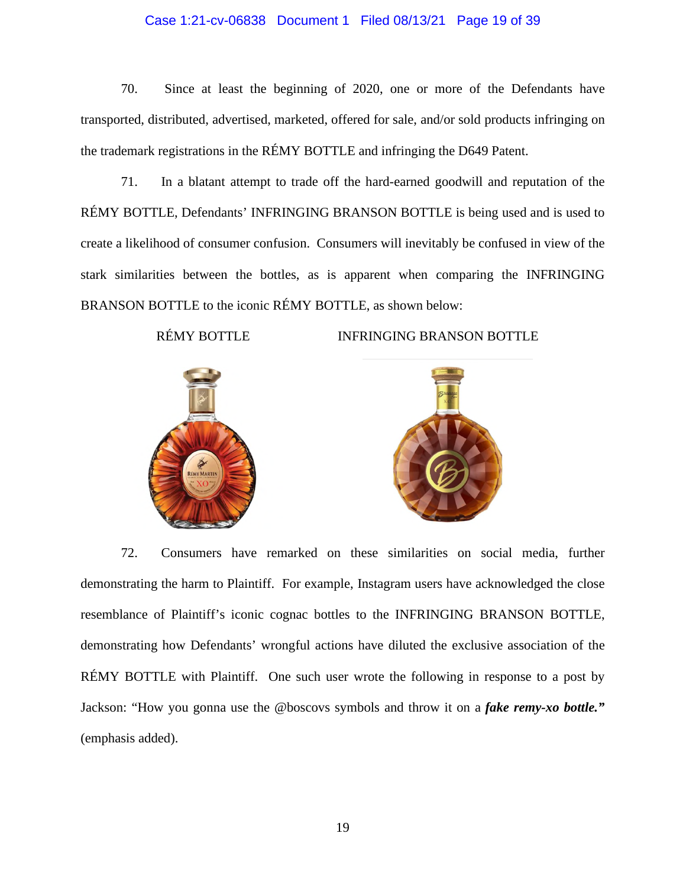70. Since at least the beginning of 2020, one or more of the Defendants have transported, distributed, advertised, marketed, offered for sale, and/or sold products infringing on the trademark registrations in the RÉMY BOTTLE and infringing the D649 Patent.

71. In a blatant attempt to trade off the hard-earned goodwill and reputation of the RÉMY BOTTLE, Defendants' INFRINGING BRANSON BOTTLE is being used and is used to create a likelihood of consumer confusion. Consumers will inevitably be confused in view of the stark similarities between the bottles, as is apparent when comparing the INFRINGING BRANSON BOTTLE to the iconic RÉMY BOTTLE, as shown below:

RÉMY BOTTLE | INFRINGING BRANSON BOTTLE

72. Consumers have remarked on these similarities on social media, further demonstrating the harm to Plaintiff. For example, Instagram users have acknowledged the close resemblance of Plaintiff's iconic cognac bottles to the INFRINGING BRANSON BOTTLE, demonstrating how Defendants' wrongful actions have diluted the exclusive association of the RÉMY BOTTLE with Plaintiff. One such user wrote the following in response to a post by Jackson: "How you gonna use the @boscovs symbols and throw it on a ***fake remy-xo bottle.***" (emphasis added).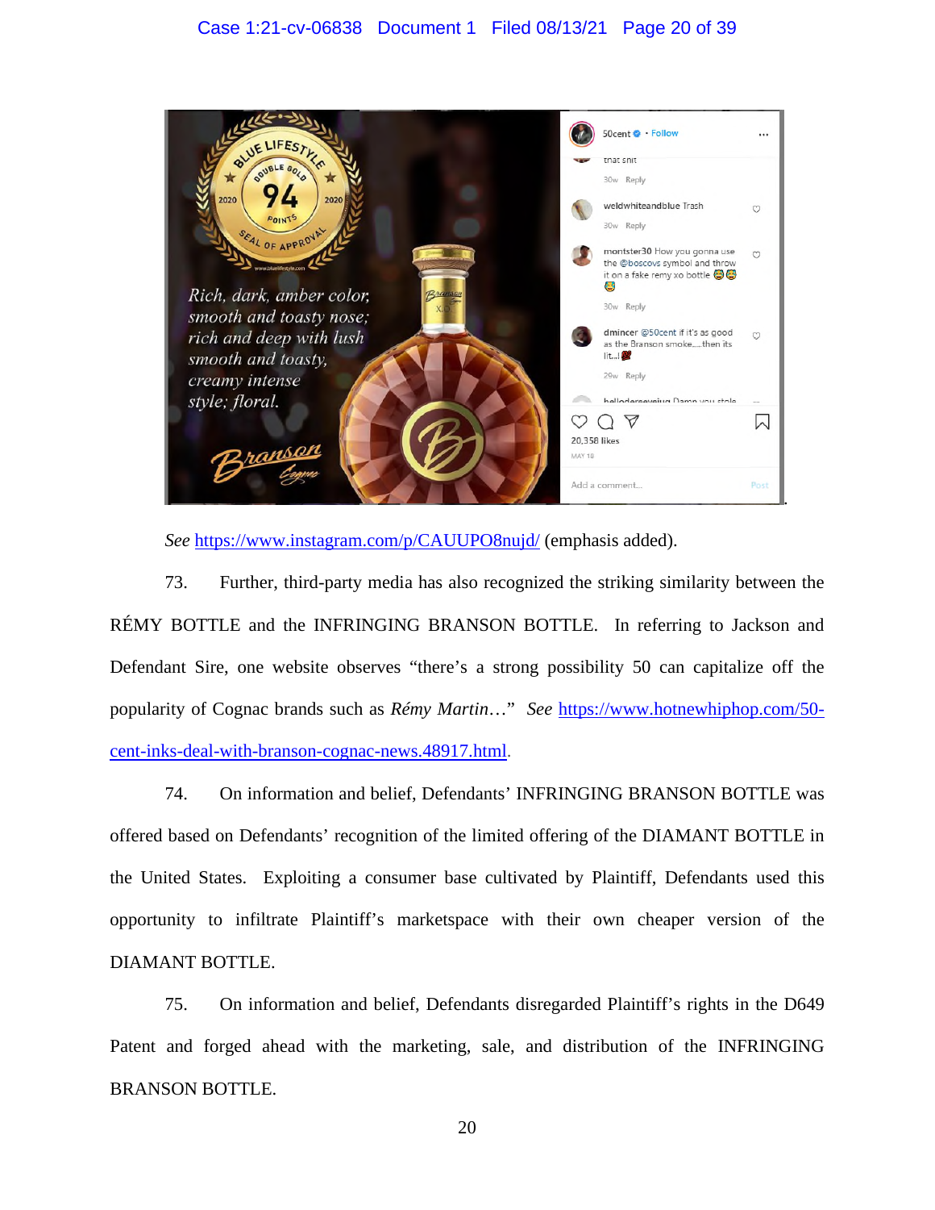See https://www.instagram.com/p/CAUUPO8nujd/ (emphasis added).

73. Further, third-party media has also recognized the striking similarity between the RÉMY BOTTLE and the INFRINGING BRANSON BOTTLE. In referring to Jackson and Defendant Sire, one website observes "there's a strong possibility 50 can capitalize off the popularity of Cognac brands such as *Rémy Martin*…" *See* https://www.hotnewhiphop.com/50-cent-inks-deal-with-branson-cognac-news.48917.html.

74. On information and belief, Defendants' INFRINGING BRANSON BOTTLE was offered based on Defendants' recognition of the limited offering of the DIAMANT BOTTLE in the United States. Exploiting a consumer base cultivated by Plaintiff, Defendants used this opportunity to infiltrate Plaintiff's marketspace with their own cheaper version of the DIAMANT BOTTLE.

75. On information and belief, Defendants disregarded Plaintiff's rights in the D649 Patent and forged ahead with the marketing, sale, and distribution of the INFRINGING BRANSON BOTTLE.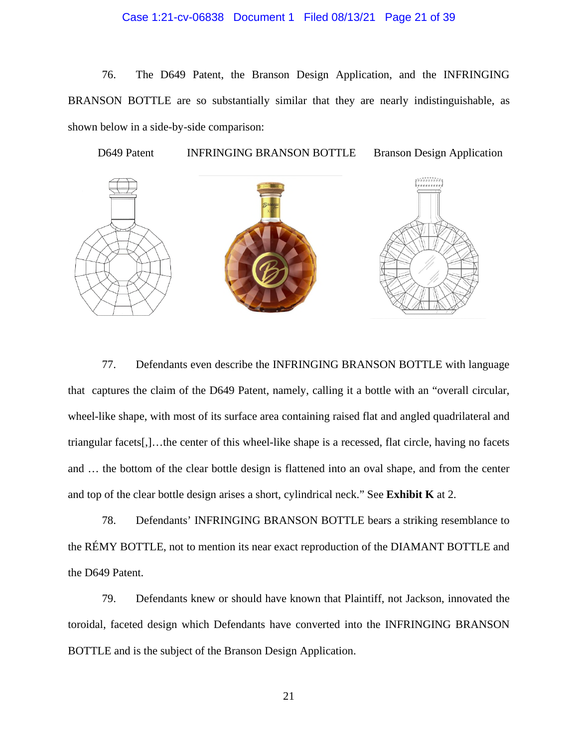76. The D649 Patent, the Branson Design Application, and the INFRINGING BRANSON BOTTLE are so substantially similar that they are nearly indistinguishable, as shown below in a side-by-side comparison:

D649 Patent INFRINGING BRANSON BOTTLE Branson Design Application

77. Defendants even describe the INFRINGING BRANSON BOTTLE with language that captures the claim of the D649 Patent, namely, calling it a bottle with an "overall circular, wheel-like shape, with most of its surface area containing raised flat and angled quadrilateral and triangular facets[,]…the center of this wheel-like shape is a recessed, flat circle, having no facets and … the bottom of the clear bottle design is flattened into an oval shape, and from the center and top of the clear bottle design arises a short, cylindrical neck." See **Exhibit K** at 2.

78. Defendants' INFRINGING BRANSON BOTTLE bears a striking resemblance to the RÉMY BOTTLE, not to mention its near exact reproduction of the DIAMANT BOTTLE and the D649 Patent.

79. Defendants knew or should have known that Plaintiff, not Jackson, innovated the toroidal, faceted design which Defendants have converted into the INFRINGING BRANSON BOTTLE and is the subject of the Branson Design Application.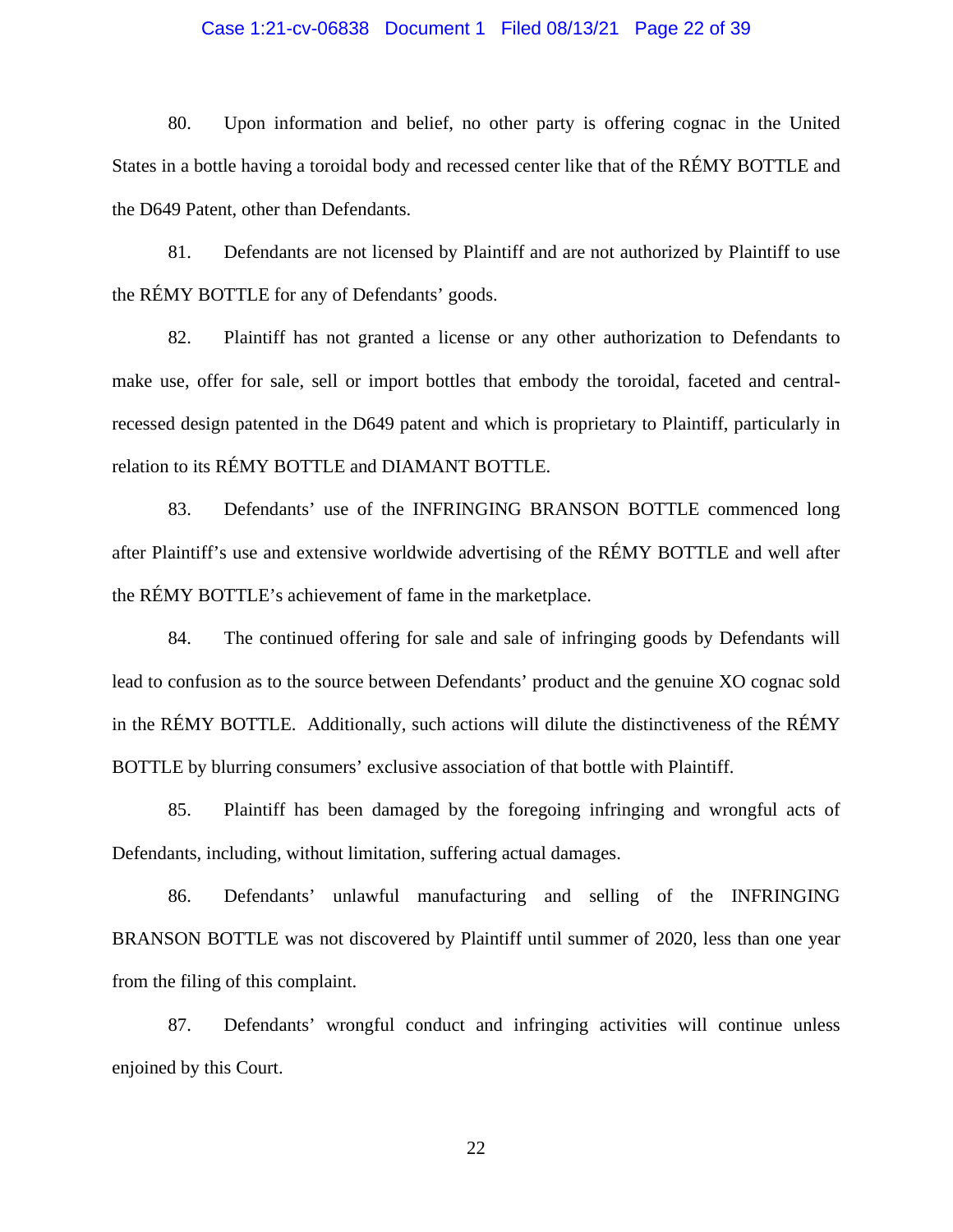80. Upon information and belief, no other party is offering cognac in the United States in a bottle having a toroidal body and recessed center like that of the RÉMY BOTTLE and the D649 Patent, other than Defendants.

81. Defendants are not licensed by Plaintiff and are not authorized by Plaintiff to use the RÉMY BOTTLE for any of Defendants' goods.

82. Plaintiff has not granted a license or any other authorization to Defendants to make use, offer for sale, sell or import bottles that embody the toroidal, faceted and central-recessed design patented in the D649 patent and which is proprietary to Plaintiff, particularly in relation to its RÉMY BOTTLE and DIAMANT BOTTLE.

83. Defendants' use of the INFRINGING BRANSON BOTTLE commenced long after Plaintiff's use and extensive worldwide advertising of the RÉMY BOTTLE and well after the RÉMY BOTTLE's achievement of fame in the marketplace.

84. The continued offering for sale and sale of infringing goods by Defendants will lead to confusion as to the source between Defendants' product and the genuine XO cognac sold in the RÉMY BOTTLE. Additionally, such actions will dilute the distinctiveness of the RÉMY BOTTLE by blurring consumers' exclusive association of that bottle with Plaintiff.

85. Plaintiff has been damaged by the foregoing infringing and wrongful acts of Defendants, including, without limitation, suffering actual damages.

86. Defendants' unlawful manufacturing and selling of the INFRINGING BRANSON BOTTLE was not discovered by Plaintiff until summer of 2020, less than one year from the filing of this complaint.

87. Defendants' wrongful conduct and infringing activities will continue unless enjoined by this Court.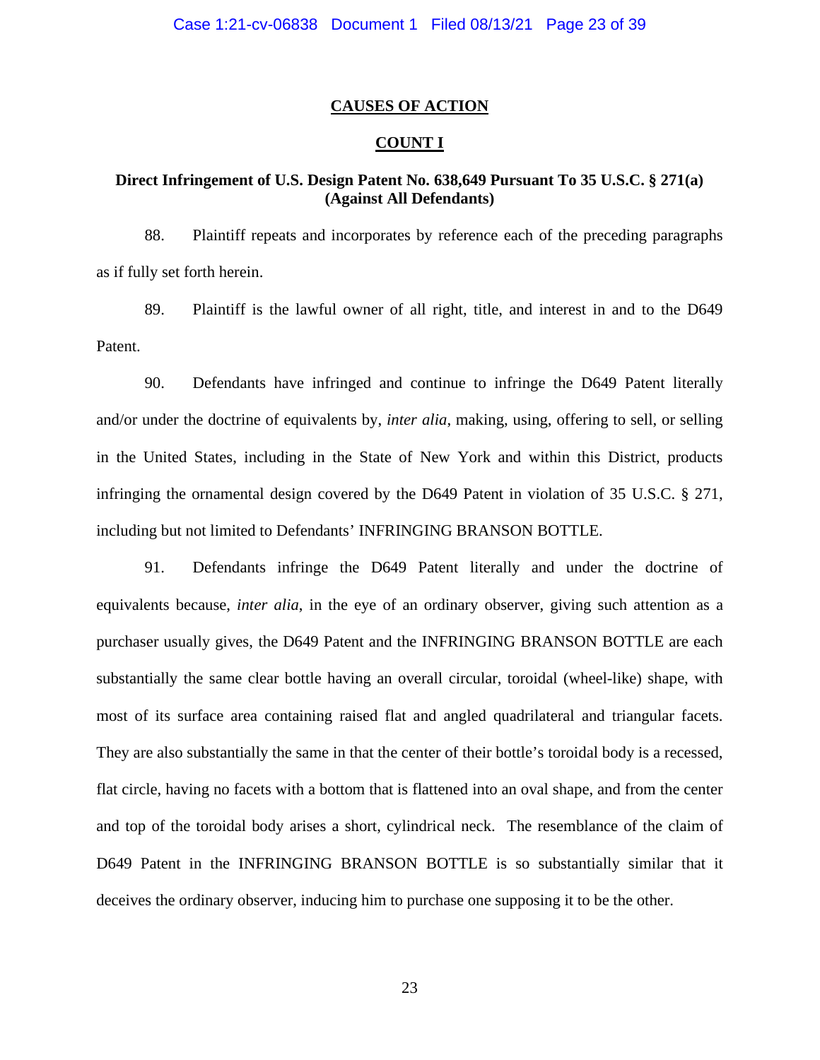## CAUSES OF ACTION

### COUNT I

### Direct Infringement of U.S. Design Patent No. 638,649 Pursuant To 35 U.S.C. § 271(a) (Against All Defendants)

88. Plaintiff repeats and incorporates by reference each of the preceding paragraphs as if fully set forth herein.

89. Plaintiff is the lawful owner of all right, title, and interest in and to the D649 Patent.

90. Defendants have infringed and continue to infringe the D649 Patent literally and/or under the doctrine of equivalents by, *inter alia*, making, using, offering to sell, or selling in the United States, including in the State of New York and within this District, products infringing the ornamental design covered by the D649 Patent in violation of 35 U.S.C. § 271, including but not limited to Defendants' INFRINGING BRANSON BOTTLE.

91. Defendants infringe the D649 Patent literally and under the doctrine of equivalents because, *inter alia*, in the eye of an ordinary observer, giving such attention as a purchaser usually gives, the D649 Patent and the INFRINGING BRANSON BOTTLE are each substantially the same clear bottle having an overall circular, toroidal (wheel-like) shape, with most of its surface area containing raised flat and angled quadrilateral and triangular facets. They are also substantially the same in that the center of their bottle's toroidal body is a recessed, flat circle, having no facets with a bottom that is flattened into an oval shape, and from the center and top of the toroidal body arises a short, cylindrical neck. The resemblance of the claim of D649 Patent in the INFRINGING BRANSON BOTTLE is so substantially similar that it deceives the ordinary observer, inducing him to purchase one supposing it to be the other.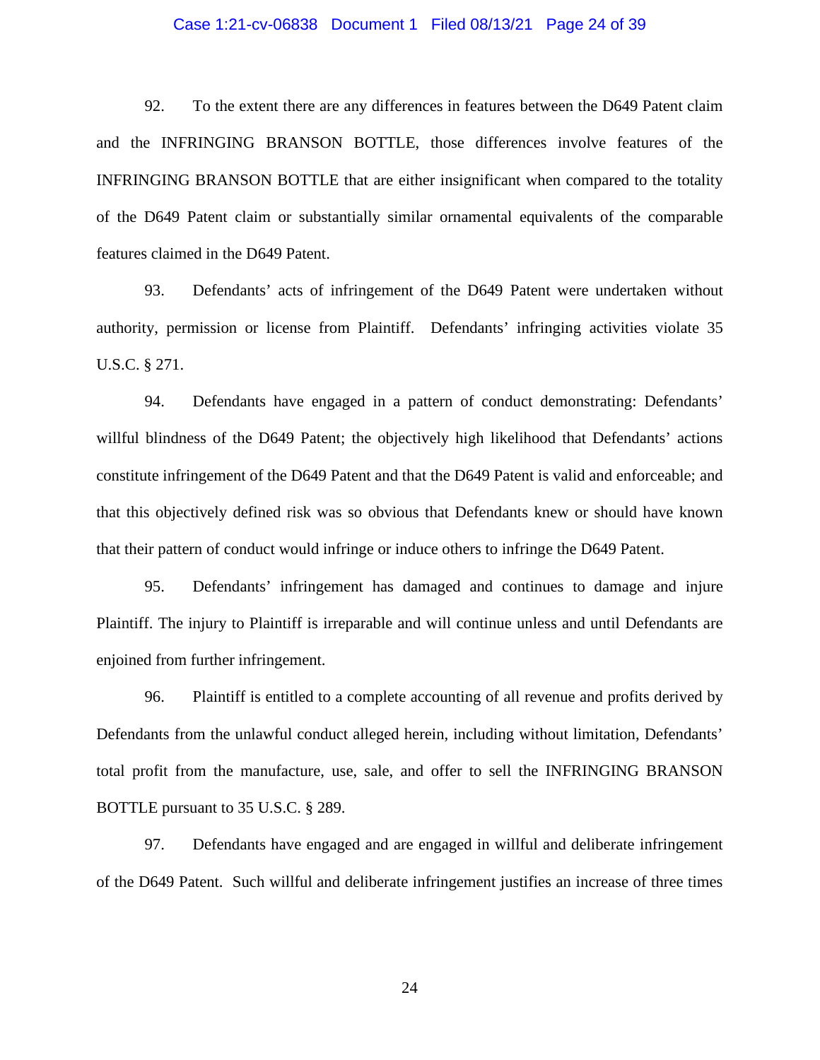92. To the extent there are any differences in features between the D649 Patent claim and the INFRINGING BRANSON BOTTLE, those differences involve features of the INFRINGING BRANSON BOTTLE that are either insignificant when compared to the totality of the D649 Patent claim or substantially similar ornamental equivalents of the comparable features claimed in the D649 Patent.

93. Defendants' acts of infringement of the D649 Patent were undertaken without authority, permission or license from Plaintiff. Defendants' infringing activities violate 35 U.S.C. § 271.

94. Defendants have engaged in a pattern of conduct demonstrating: Defendants' willful blindness of the D649 Patent; the objectively high likelihood that Defendants' actions constitute infringement of the D649 Patent and that the D649 Patent is valid and enforceable; and that this objectively defined risk was so obvious that Defendants knew or should have known that their pattern of conduct would infringe or induce others to infringe the D649 Patent.

95. Defendants' infringement has damaged and continues to damage and injure Plaintiff. The injury to Plaintiff is irreparable and will continue unless and until Defendants are enjoined from further infringement.

96. Plaintiff is entitled to a complete accounting of all revenue and profits derived by Defendants from the unlawful conduct alleged herein, including without limitation, Defendants' total profit from the manufacture, use, sale, and offer to sell the INFRINGING BRANSON BOTTLE pursuant to 35 U.S.C. § 289.

97. Defendants have engaged and are engaged in willful and deliberate infringement of the D649 Patent. Such willful and deliberate infringement justifies an increase of three times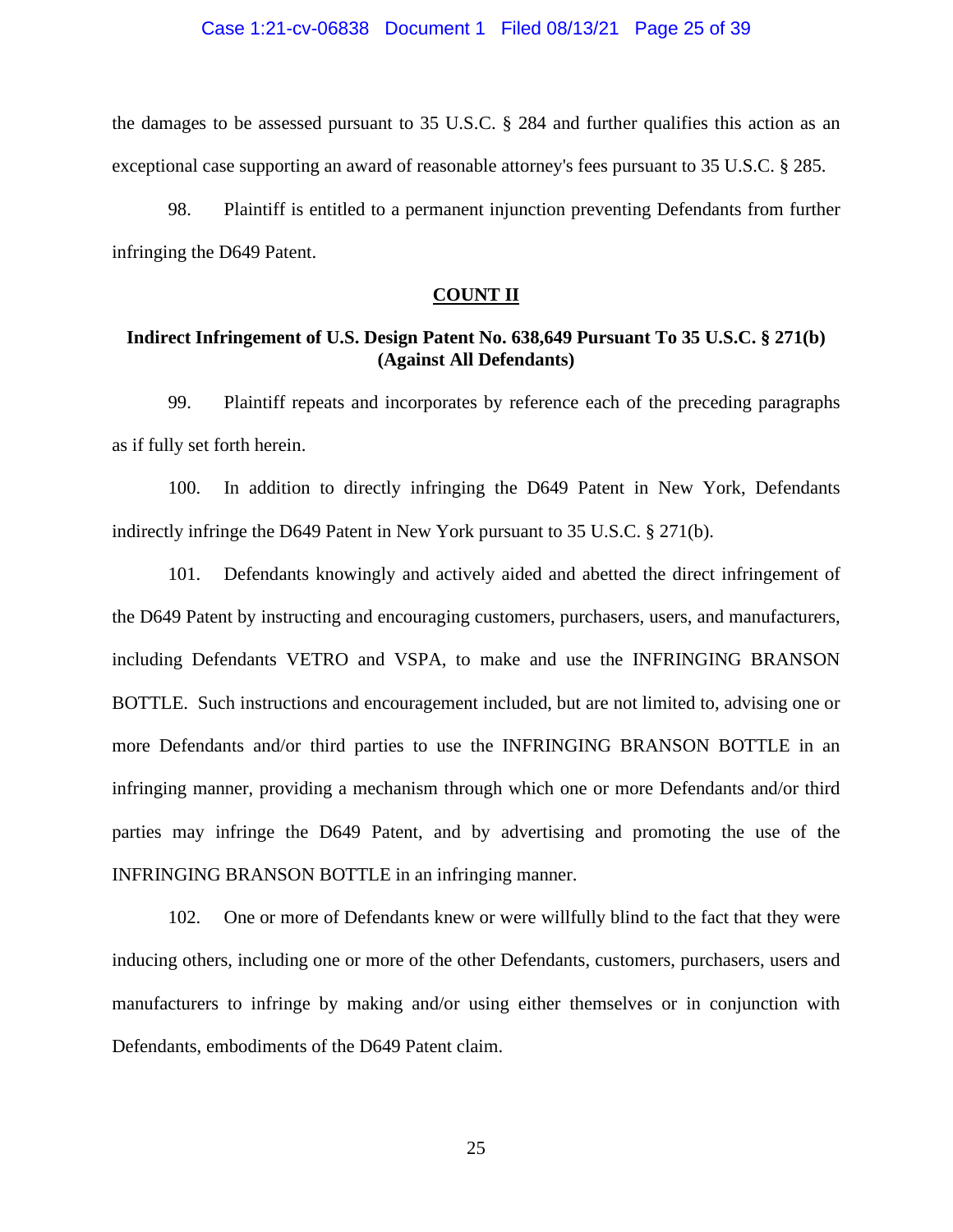the damages to be assessed pursuant to 35 U.S.C. § 284 and further qualifies this action as an exceptional case supporting an award of reasonable attorney's fees pursuant to 35 U.S.C. § 285.

98. Plaintiff is entitled to a permanent injunction preventing Defendants from further infringing the D649 Patent.

**COUNT II**

**Indirect Infringement of U.S. Design Patent No. 638,649 Pursuant To 35 U.S.C. § 271(b) (Against All Defendants)**

99. Plaintiff repeats and incorporates by reference each of the preceding paragraphs as if fully set forth herein.

100. In addition to directly infringing the D649 Patent in New York, Defendants indirectly infringe the D649 Patent in New York pursuant to 35 U.S.C. § 271(b).

101. Defendants knowingly and actively aided and abetted the direct infringement of the D649 Patent by instructing and encouraging customers, purchasers, users, and manufacturers, including Defendants VETRO and VSPA, to make and use the INFRINGING BRANSON BOTTLE. Such instructions and encouragement included, but are not limited to, advising one or more Defendants and/or third parties to use the INFRINGING BRANSON BOTTLE in an infringing manner, providing a mechanism through which one or more Defendants and/or third parties may infringe the D649 Patent, and by advertising and promoting the use of the INFRINGING BRANSON BOTTLE in an infringing manner.

102. One or more of Defendants knew or were willfully blind to the fact that they were inducing others, including one or more of the other Defendants, customers, purchasers, users and manufacturers to infringe by making and/or using either themselves or in conjunction with Defendants, embodiments of the D649 Patent claim.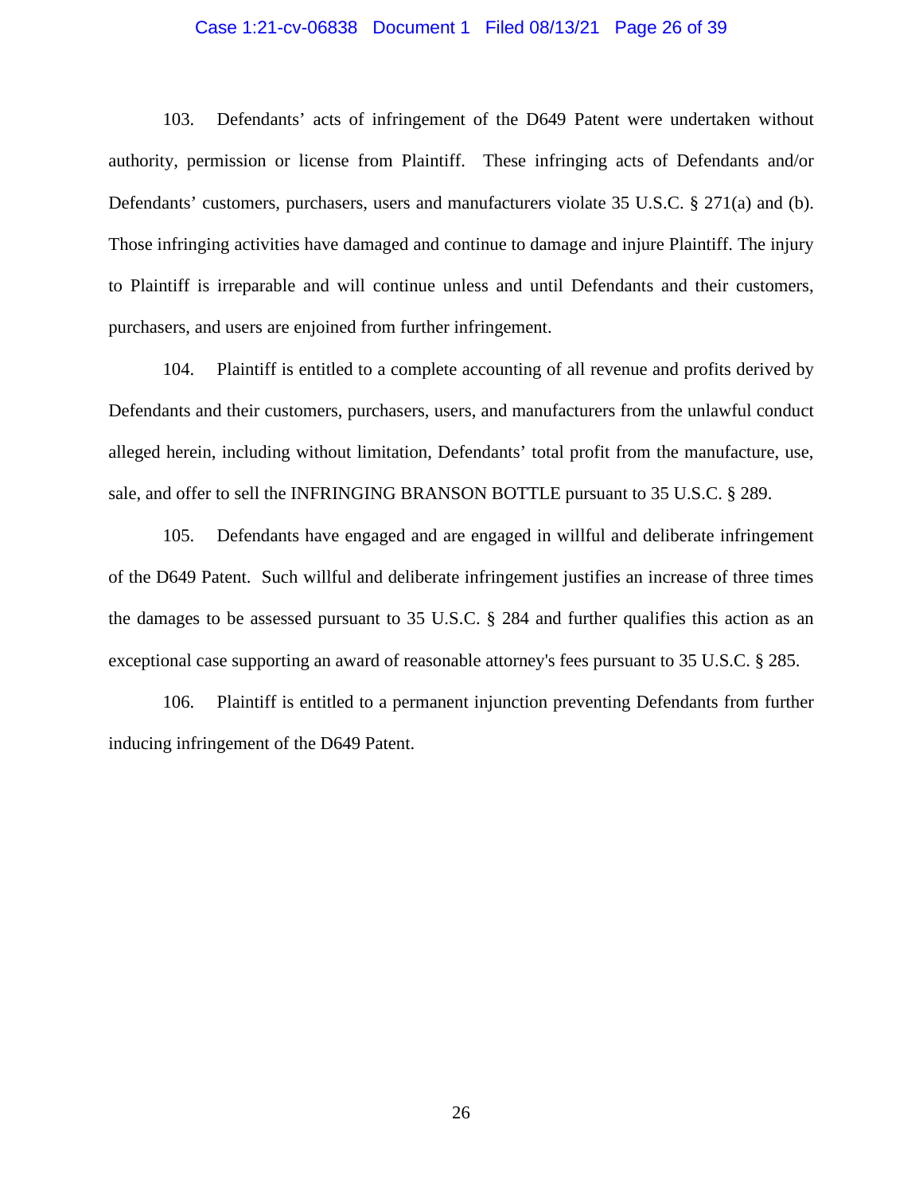103. Defendants' acts of infringement of the D649 Patent were undertaken without authority, permission or license from Plaintiff. These infringing acts of Defendants and/or Defendants' customers, purchasers, users and manufacturers violate 35 U.S.C. § 271(a) and (b). Those infringing activities have damaged and continue to damage and injure Plaintiff. The injury to Plaintiff is irreparable and will continue unless and until Defendants and their customers, purchasers, and users are enjoined from further infringement.

104. Plaintiff is entitled to a complete accounting of all revenue and profits derived by Defendants and their customers, purchasers, users, and manufacturers from the unlawful conduct alleged herein, including without limitation, Defendants' total profit from the manufacture, use, sale, and offer to sell the INFRINGING BRANSON BOTTLE pursuant to 35 U.S.C. § 289.

105. Defendants have engaged and are engaged in willful and deliberate infringement of the D649 Patent. Such willful and deliberate infringement justifies an increase of three times the damages to be assessed pursuant to 35 U.S.C. § 284 and further qualifies this action as an exceptional case supporting an award of reasonable attorney's fees pursuant to 35 U.S.C. § 285.

106. Plaintiff is entitled to a permanent injunction preventing Defendants from further inducing infringement of the D649 Patent.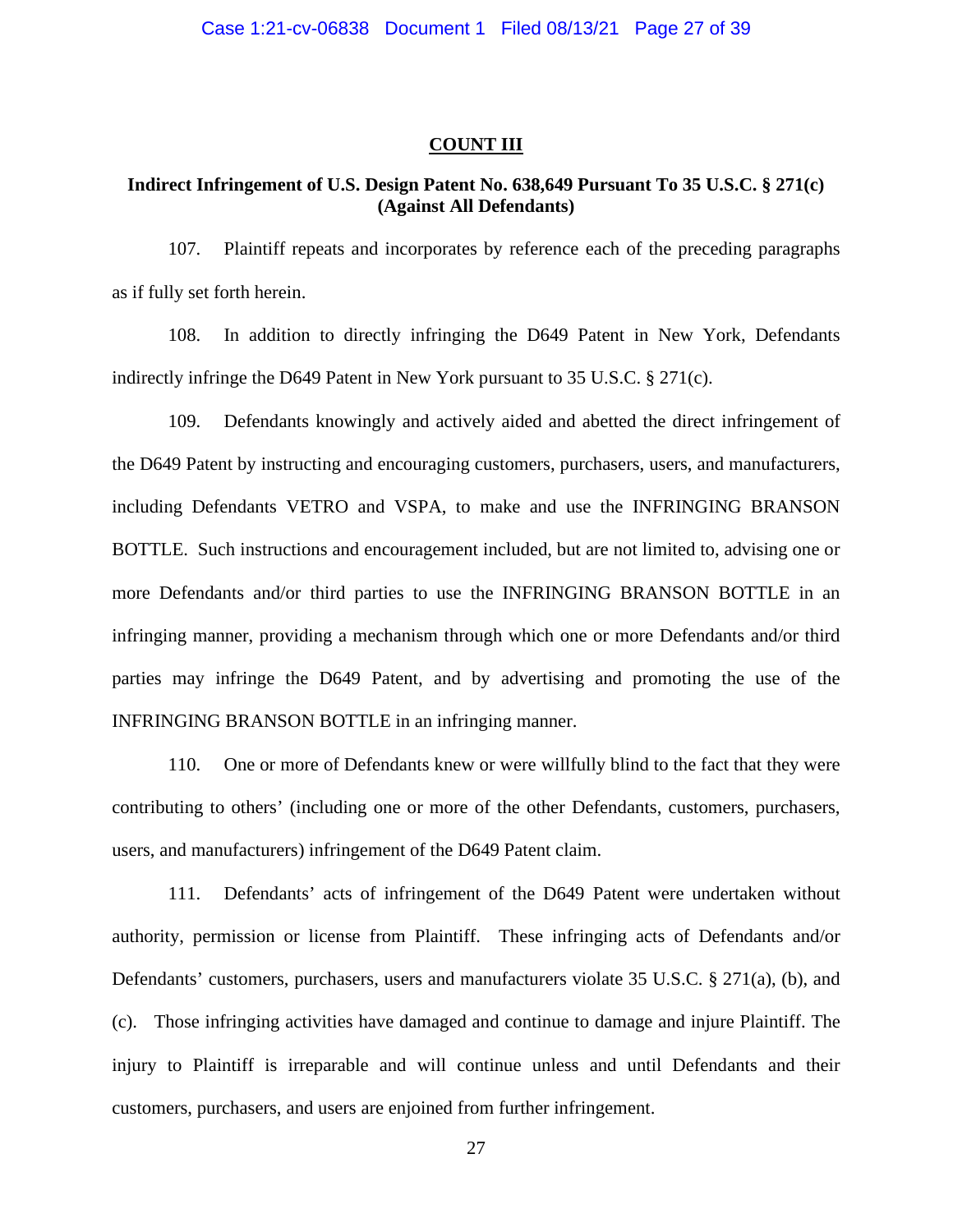**COUNT III**

**Indirect Infringement of U.S. Design Patent No. 638,649 Pursuant To 35 U.S.C. § 271(c) (Against All Defendants)**

107. Plaintiff repeats and incorporates by reference each of the preceding paragraphs as if fully set forth herein.

108. In addition to directly infringing the D649 Patent in New York, Defendants indirectly infringe the D649 Patent in New York pursuant to 35 U.S.C. § 271(c).

109. Defendants knowingly and actively aided and abetted the direct infringement of the D649 Patent by instructing and encouraging customers, purchasers, users, and manufacturers, including Defendants VETRO and VSPA, to make and use the INFRINGING BRANSON BOTTLE. Such instructions and encouragement included, but are not limited to, advising one or more Defendants and/or third parties to use the INFRINGING BRANSON BOTTLE in an infringing manner, providing a mechanism through which one or more Defendants and/or third parties may infringe the D649 Patent, and by advertising and promoting the use of the INFRINGING BRANSON BOTTLE in an infringing manner.

110. One or more of Defendants knew or were willfully blind to the fact that they were contributing to others' (including one or more of the other Defendants, customers, purchasers, users, and manufacturers) infringement of the D649 Patent claim.

111. Defendants' acts of infringement of the D649 Patent were undertaken without authority, permission or license from Plaintiff. These infringing acts of Defendants and/or Defendants' customers, purchasers, users and manufacturers violate 35 U.S.C. § 271(a), (b), and (c). Those infringing activities have damaged and continue to damage and injure Plaintiff. The injury to Plaintiff is irreparable and will continue unless and until Defendants and their customers, purchasers, and users are enjoined from further infringement.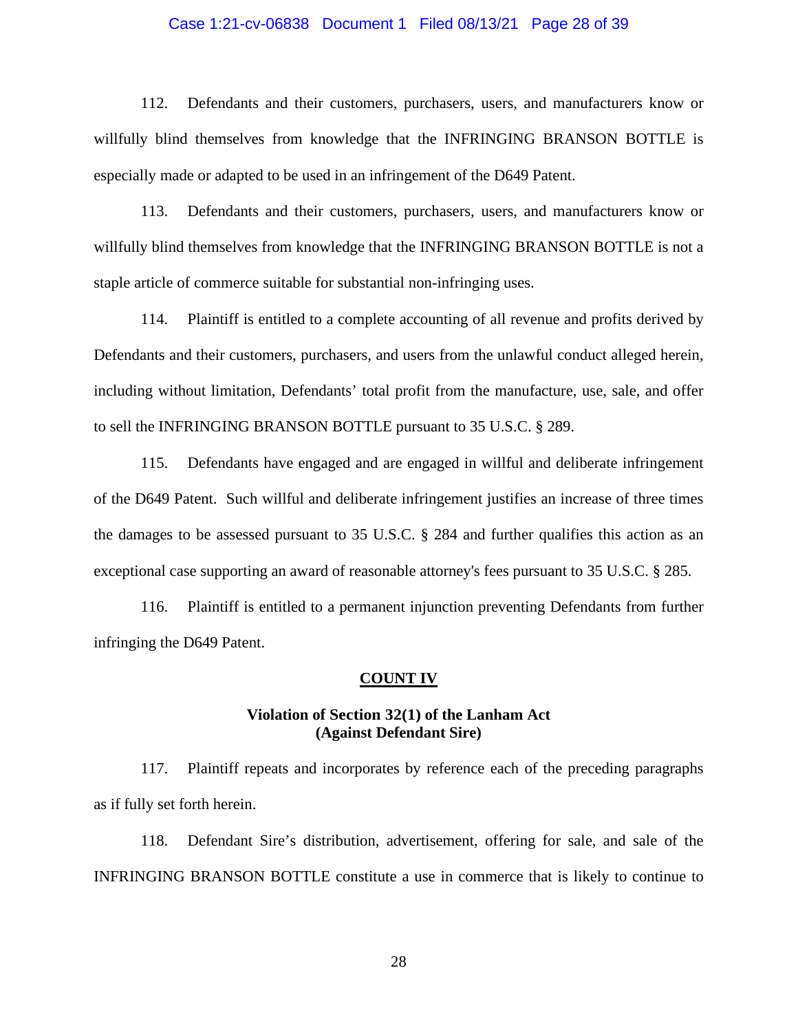112. Defendants and their customers, purchasers, users, and manufacturers know or willfully blind themselves from knowledge that the INFRINGING BRANSON BOTTLE is especially made or adapted to be used in an infringement of the D649 Patent.

113. Defendants and their customers, purchasers, users, and manufacturers know or willfully blind themselves from knowledge that the INFRINGING BRANSON BOTTLE is not a staple article of commerce suitable for substantial non-infringing uses.

114. Plaintiff is entitled to a complete accounting of all revenue and profits derived by Defendants and their customers, purchasers, and users from the unlawful conduct alleged herein, including without limitation, Defendants' total profit from the manufacture, use, sale, and offer to sell the INFRINGING BRANSON BOTTLE pursuant to 35 U.S.C. § 289.

115. Defendants have engaged and are engaged in willful and deliberate infringement of the D649 Patent. Such willful and deliberate infringement justifies an increase of three times the damages to be assessed pursuant to 35 U.S.C. § 284 and further qualifies this action as an exceptional case supporting an award of reasonable attorney's fees pursuant to 35 U.S.C. § 285.

116. Plaintiff is entitled to a permanent injunction preventing Defendants from further infringing the D649 Patent.

## COUNT IV

### Violation of Section 32(1) of the Lanham Act (Against Defendant Sire)

117. Plaintiff repeats and incorporates by reference each of the preceding paragraphs as if fully set forth herein.

118. Defendant Sire's distribution, advertisement, offering for sale, and sale of the INFRINGING BRANSON BOTTLE constitute a use in commerce that is likely to continue to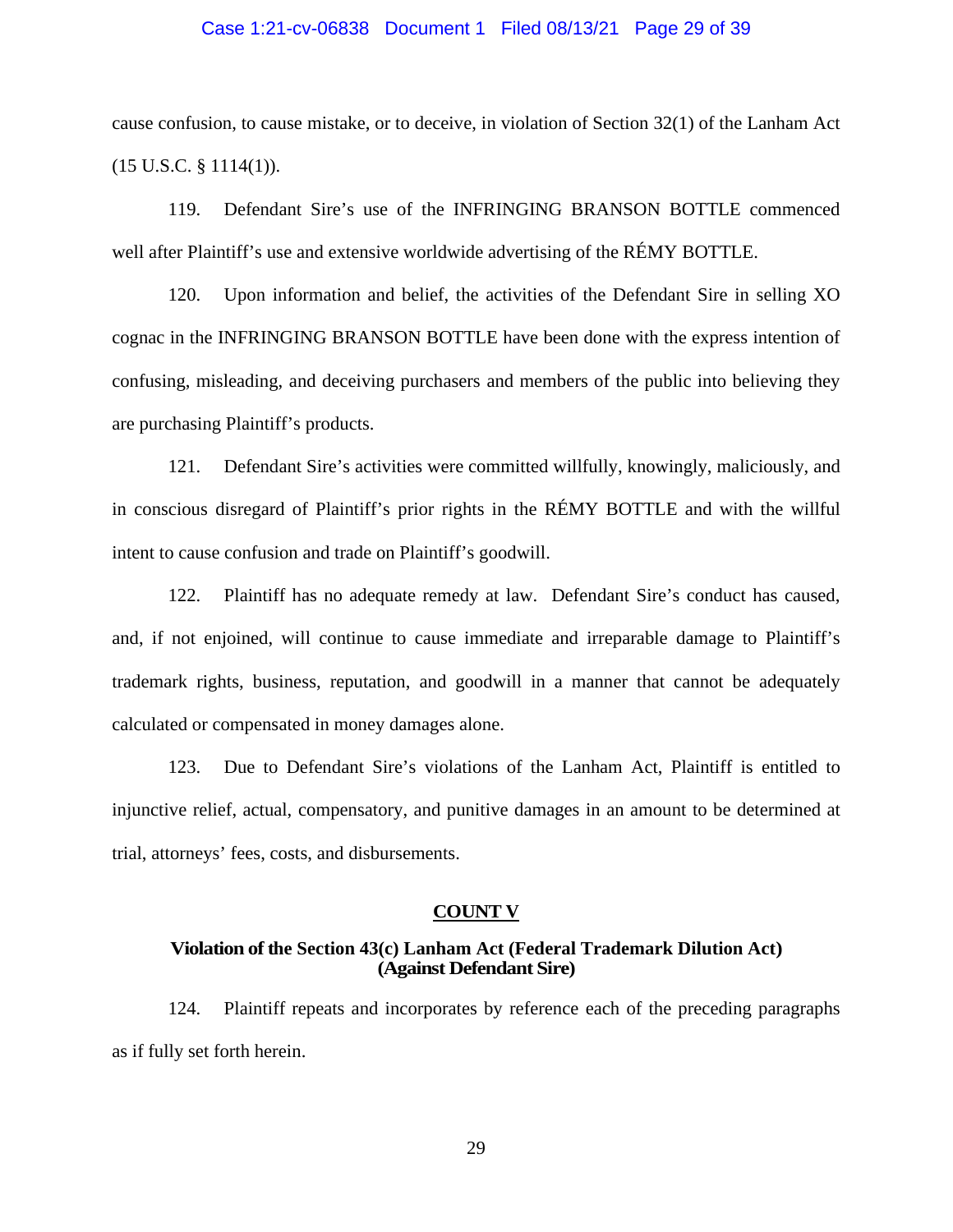cause confusion, to cause mistake, or to deceive, in violation of Section 32(1) of the Lanham Act (15 U.S.C. § 1114(1)).

119. Defendant Sire's use of the INFRINGING BRANSON BOTTLE commenced well after Plaintiff's use and extensive worldwide advertising of the RÉMY BOTTLE.

120. Upon information and belief, the activities of the Defendant Sire in selling XO cognac in the INFRINGING BRANSON BOTTLE have been done with the express intention of confusing, misleading, and deceiving purchasers and members of the public into believing they are purchasing Plaintiff's products.

121. Defendant Sire's activities were committed willfully, knowingly, maliciously, and in conscious disregard of Plaintiff's prior rights in the RÉMY BOTTLE and with the willful intent to cause confusion and trade on Plaintiff's goodwill.

122. Plaintiff has no adequate remedy at law. Defendant Sire's conduct has caused, and, if not enjoined, will continue to cause immediate and irreparable damage to Plaintiff's trademark rights, business, reputation, and goodwill in a manner that cannot be adequately calculated or compensated in money damages alone.

123. Due to Defendant Sire's violations of the Lanham Act, Plaintiff is entitled to injunctive relief, actual, compensatory, and punitive damages in an amount to be determined at trial, attorneys' fees, costs, and disbursements.

## COUNT V

### Violation of the Section 43(c) Lanham Act (Federal Trademark Dilution Act) (Against Defendant Sire)

124. Plaintiff repeats and incorporates by reference each of the preceding paragraphs as if fully set forth herein.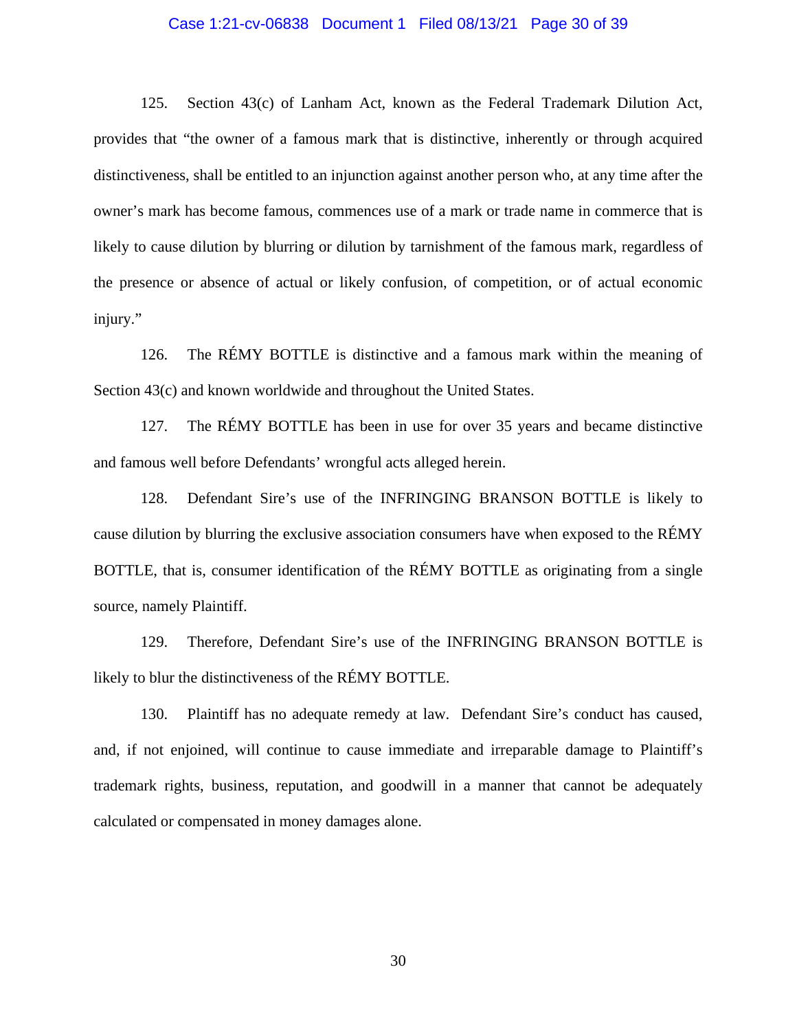125. Section 43(c) of Lanham Act, known as the Federal Trademark Dilution Act, provides that "the owner of a famous mark that is distinctive, inherently or through acquired distinctiveness, shall be entitled to an injunction against another person who, at any time after the owner's mark has become famous, commences use of a mark or trade name in commerce that is likely to cause dilution by blurring or dilution by tarnishment of the famous mark, regardless of the presence or absence of actual or likely confusion, of competition, or of actual economic injury."

126. The RÉMY BOTTLE is distinctive and a famous mark within the meaning of Section 43(c) and known worldwide and throughout the United States.

127. The RÉMY BOTTLE has been in use for over 35 years and became distinctive and famous well before Defendants' wrongful acts alleged herein.

128. Defendant Sire's use of the INFRINGING BRANSON BOTTLE is likely to cause dilution by blurring the exclusive association consumers have when exposed to the RÉMY BOTTLE, that is, consumer identification of the RÉMY BOTTLE as originating from a single source, namely Plaintiff.

129. Therefore, Defendant Sire's use of the INFRINGING BRANSON BOTTLE is likely to blur the distinctiveness of the RÉMY BOTTLE.

130. Plaintiff has no adequate remedy at law. Defendant Sire's conduct has caused, and, if not enjoined, will continue to cause immediate and irreparable damage to Plaintiff's trademark rights, business, reputation, and goodwill in a manner that cannot be adequately calculated or compensated in money damages alone.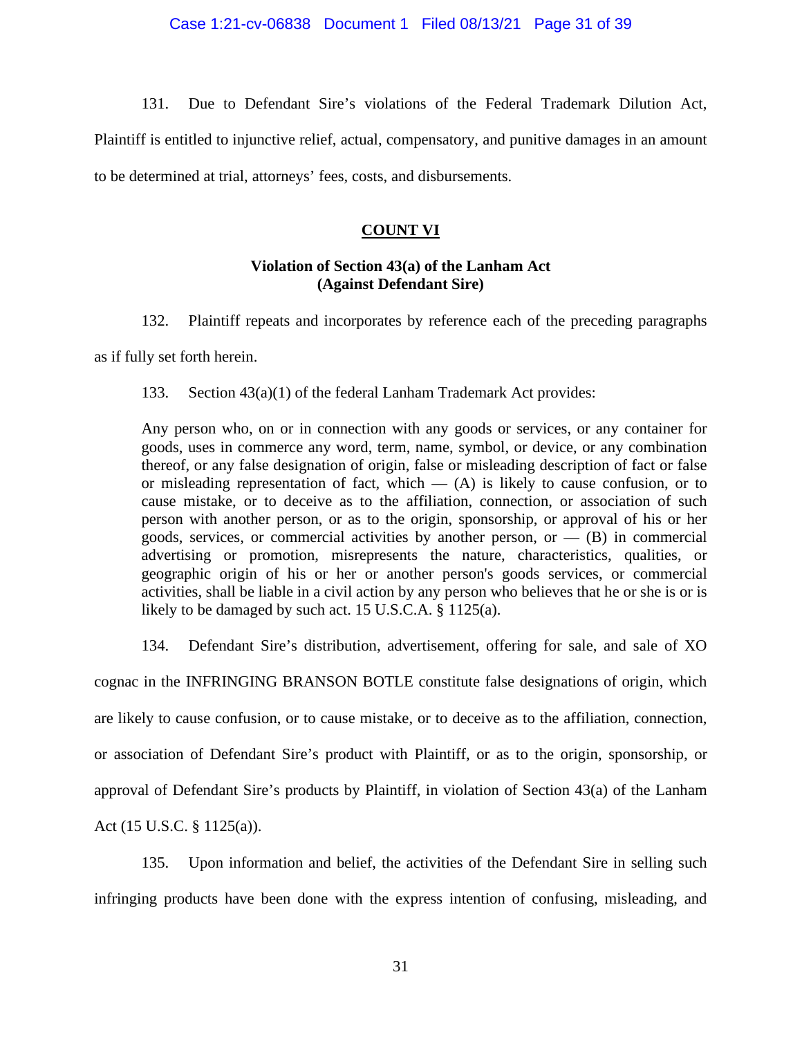131. Due to Defendant Sire's violations of the Federal Trademark Dilution Act, Plaintiff is entitled to injunctive relief, actual, compensatory, and punitive damages in an amount to be determined at trial, attorneys' fees, costs, and disbursements.

## COUNT VI

### Violation of Section 43(a) of the Lanham Act (Against Defendant Sire)

132. Plaintiff repeats and incorporates by reference each of the preceding paragraphs as if fully set forth herein.

133. Section 43(a)(1) of the federal Lanham Trademark Act provides:

> Any person who, on or in connection with any goods or services, or any container for goods, uses in commerce any word, term, name, symbol, or device, or any combination thereof, or any false designation of origin, false or misleading description of fact or false or misleading representation of fact, which — (A) is likely to cause confusion, or to cause mistake, or to deceive as to the affiliation, connection, or association of such person with another person, or as to the origin, sponsorship, or approval of his or her goods, services, or commercial activities by another person, or — (B) in commercial advertising or promotion, misrepresents the nature, characteristics, qualities, or geographic origin of his or her or another person's goods services, or commercial activities, shall be liable in a civil action by any person who believes that he or she is or is likely to be damaged by such act. 15 U.S.C.A. § 1125(a).

134. Defendant Sire's distribution, advertisement, offering for sale, and sale of XO cognac in the INFRINGING BRANSON BOTLE constitute false designations of origin, which are likely to cause confusion, or to cause mistake, or to deceive as to the affiliation, connection, or association of Defendant Sire's product with Plaintiff, or as to the origin, sponsorship, or approval of Defendant Sire's products by Plaintiff, in violation of Section 43(a) of the Lanham Act (15 U.S.C. § 1125(a)).

135. Upon information and belief, the activities of the Defendant Sire in selling such infringing products have been done with the express intention of confusing, misleading, and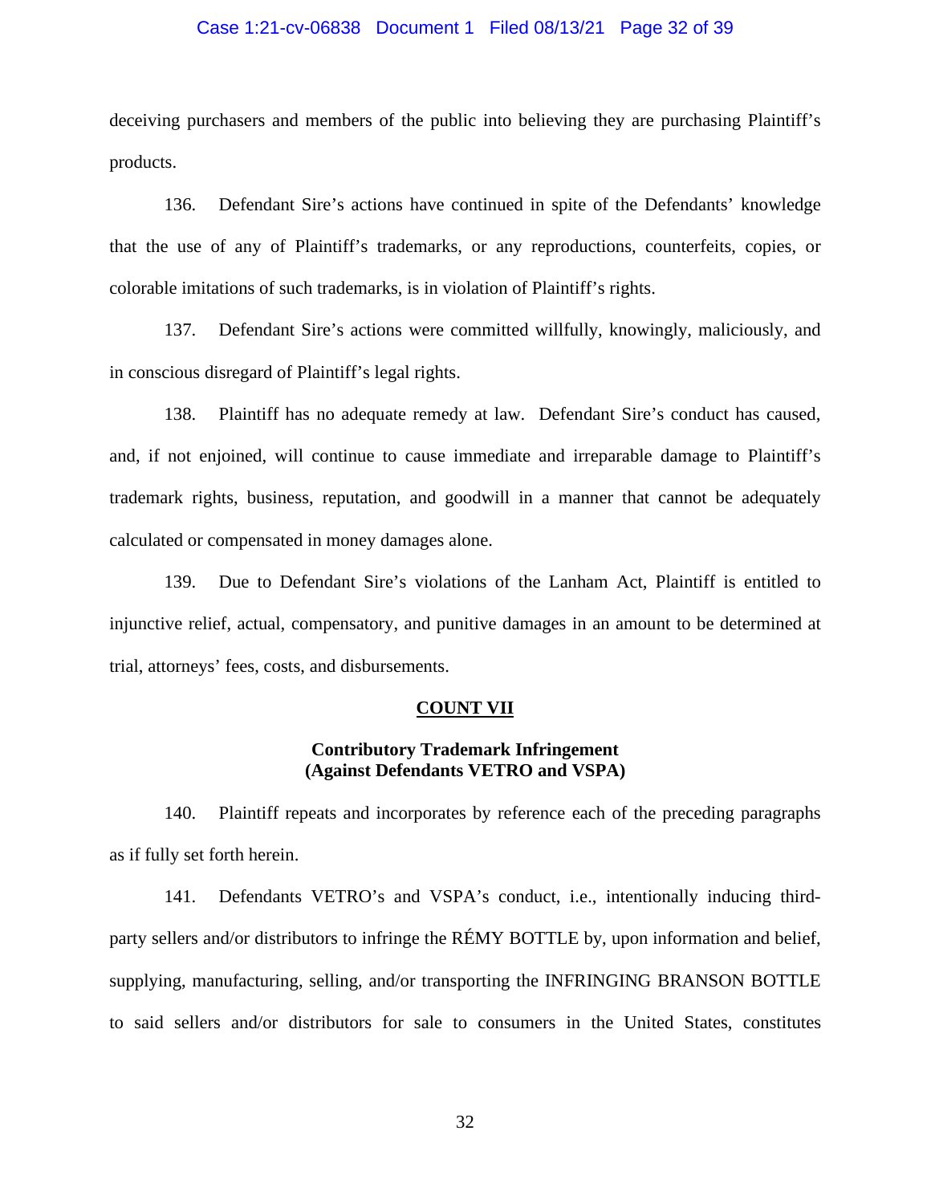deceiving purchasers and members of the public into believing they are purchasing Plaintiff's products.

136. Defendant Sire's actions have continued in spite of the Defendants' knowledge that the use of any of Plaintiff's trademarks, or any reproductions, counterfeits, copies, or colorable imitations of such trademarks, is in violation of Plaintiff's rights.

137. Defendant Sire's actions were committed willfully, knowingly, maliciously, and in conscious disregard of Plaintiff's legal rights.

138. Plaintiff has no adequate remedy at law. Defendant Sire's conduct has caused, and, if not enjoined, will continue to cause immediate and irreparable damage to Plaintiff's trademark rights, business, reputation, and goodwill in a manner that cannot be adequately calculated or compensated in money damages alone.

139. Due to Defendant Sire's violations of the Lanham Act, Plaintiff is entitled to injunctive relief, actual, compensatory, and punitive damages in an amount to be determined at trial, attorneys' fees, costs, and disbursements.

## COUNT VII

### Contributory Trademark Infringement (Against Defendants VETRO and VSPA)

140. Plaintiff repeats and incorporates by reference each of the preceding paragraphs as if fully set forth herein.

141. Defendants VETRO's and VSPA's conduct, i.e., intentionally inducing third-party sellers and/or distributors to infringe the RÉMY BOTTLE by, upon information and belief, supplying, manufacturing, selling, and/or transporting the INFRINGING BRANSON BOTTLE to said sellers and/or distributors for sale to consumers in the United States, constitutes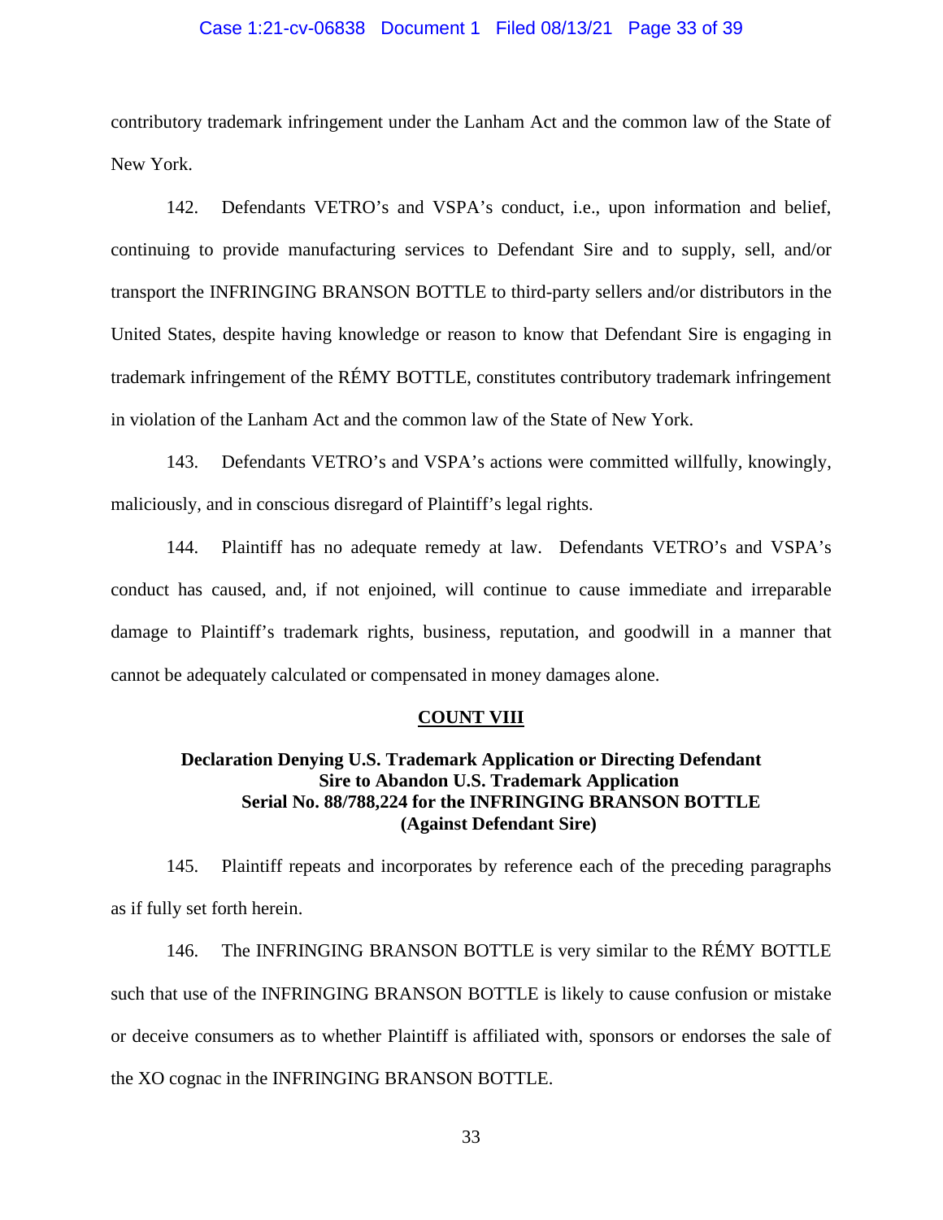contributory trademark infringement under the Lanham Act and the common law of the State of New York.

142. Defendants VETRO's and VSPA's conduct, i.e., upon information and belief, continuing to provide manufacturing services to Defendant Sire and to supply, sell, and/or transport the INFRINGING BRANSON BOTTLE to third-party sellers and/or distributors in the United States, despite having knowledge or reason to know that Defendant Sire is engaging in trademark infringement of the RÉMY BOTTLE, constitutes contributory trademark infringement in violation of the Lanham Act and the common law of the State of New York.

143. Defendants VETRO's and VSPA's actions were committed willfully, knowingly, maliciously, and in conscious disregard of Plaintiff's legal rights.

144. Plaintiff has no adequate remedy at law. Defendants VETRO's and VSPA's conduct has caused, and, if not enjoined, will continue to cause immediate and irreparable damage to Plaintiff's trademark rights, business, reputation, and goodwill in a manner that cannot be adequately calculated or compensated in money damages alone.

## COUNT VIII

### Declaration Denying U.S. Trademark Application or Directing Defendant Sire to Abandon U.S. Trademark Application Serial No. 88/788,224 for the INFRINGING BRANSON BOTTLE (Against Defendant Sire)

145. Plaintiff repeats and incorporates by reference each of the preceding paragraphs as if fully set forth herein.

146. The INFRINGING BRANSON BOTTLE is very similar to the RÉMY BOTTLE such that use of the INFRINGING BRANSON BOTTLE is likely to cause confusion or mistake or deceive consumers as to whether Plaintiff is affiliated with, sponsors or endorses the sale of the XO cognac in the INFRINGING BRANSON BOTTLE.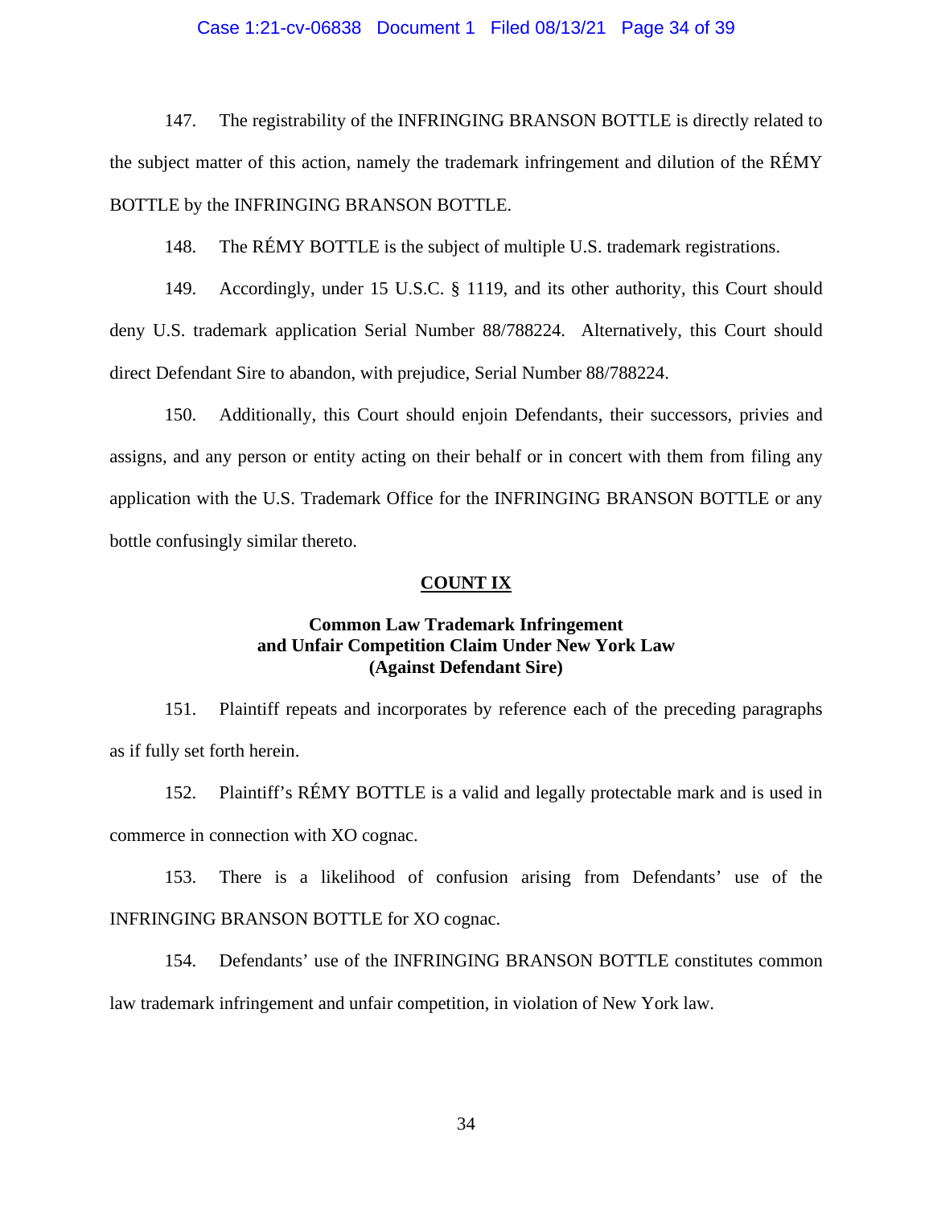147. The registrability of the INFRINGING BRANSON BOTTLE is directly related to the subject matter of this action, namely the trademark infringement and dilution of the RÉMY BOTTLE by the INFRINGING BRANSON BOTTLE.

148. The RÉMY BOTTLE is the subject of multiple U.S. trademark registrations.

149. Accordingly, under 15 U.S.C. § 1119, and its other authority, this Court should deny U.S. trademark application Serial Number 88/788224. Alternatively, this Court should direct Defendant Sire to abandon, with prejudice, Serial Number 88/788224.

150. Additionally, this Court should enjoin Defendants, their successors, privies and assigns, and any person or entity acting on their behalf or in concert with them from filing any application with the U.S. Trademark Office for the INFRINGING BRANSON BOTTLE or any bottle confusingly similar thereto.

## COUNT IX

### Common Law Trademark Infringement and Unfair Competition Claim Under New York Law (Against Defendant Sire)

151. Plaintiff repeats and incorporates by reference each of the preceding paragraphs as if fully set forth herein.

152. Plaintiff's RÉMY BOTTLE is a valid and legally protectable mark and is used in commerce in connection with XO cognac.

153. There is a likelihood of confusion arising from Defendants' use of the INFRINGING BRANSON BOTTLE for XO cognac.

154. Defendants' use of the INFRINGING BRANSON BOTTLE constitutes common law trademark infringement and unfair competition, in violation of New York law.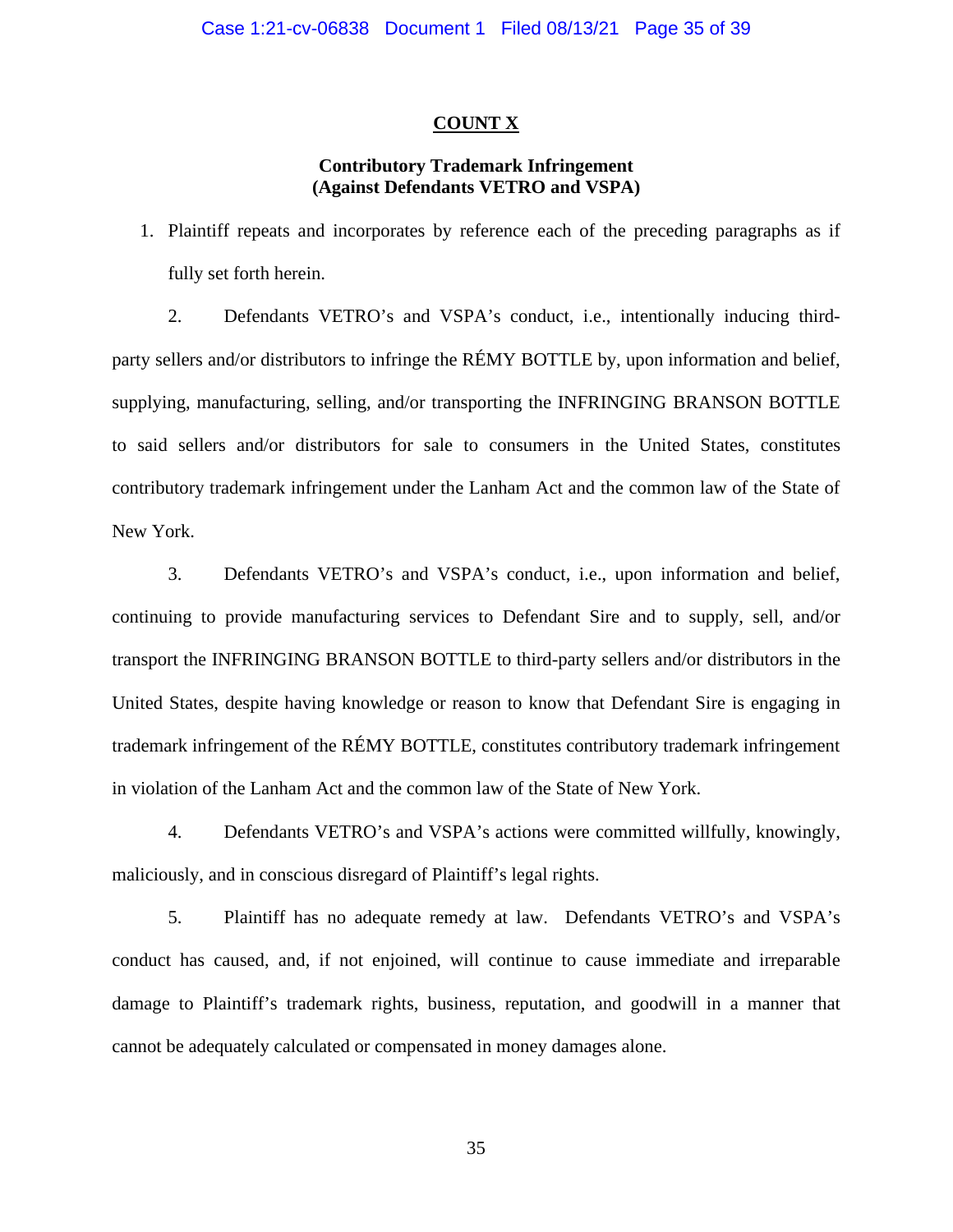## COUNT X

### Contributory Trademark Infringement (Against Defendants VETRO and VSPA)

1. Plaintiff repeats and incorporates by reference each of the preceding paragraphs as if fully set forth herein.

2. Defendants VETRO's and VSPA's conduct, i.e., intentionally inducing third-party sellers and/or distributors to infringe the RÉMY BOTTLE by, upon information and belief, supplying, manufacturing, selling, and/or transporting the INFRINGING BRANSON BOTTLE to said sellers and/or distributors for sale to consumers in the United States, constitutes contributory trademark infringement under the Lanham Act and the common law of the State of New York.

3. Defendants VETRO's and VSPA's conduct, i.e., upon information and belief, continuing to provide manufacturing services to Defendant Sire and to supply, sell, and/or transport the INFRINGING BRANSON BOTTLE to third-party sellers and/or distributors in the United States, despite having knowledge or reason to know that Defendant Sire is engaging in trademark infringement of the RÉMY BOTTLE, constitutes contributory trademark infringement in violation of the Lanham Act and the common law of the State of New York.

4. Defendants VETRO's and VSPA's actions were committed willfully, knowingly, maliciously, and in conscious disregard of Plaintiff's legal rights.

5. Plaintiff has no adequate remedy at law. Defendants VETRO's and VSPA's conduct has caused, and, if not enjoined, will continue to cause immediate and irreparable damage to Plaintiff's trademark rights, business, reputation, and goodwill in a manner that cannot be adequately calculated or compensated in money damages alone.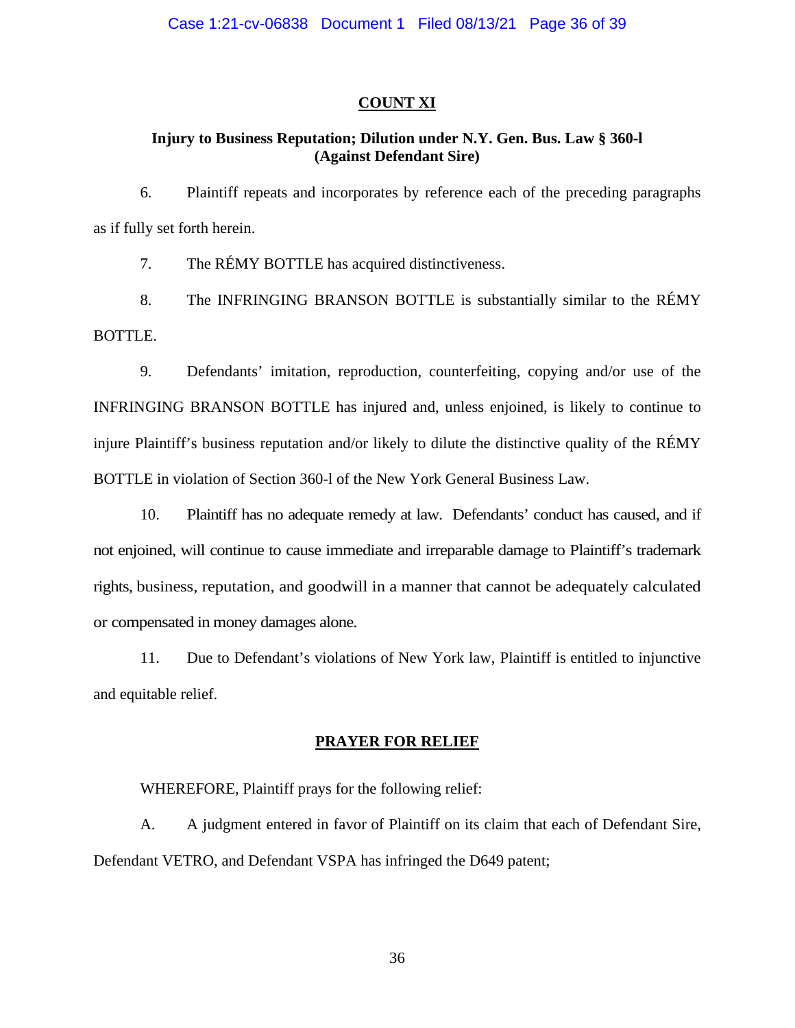## COUNT XI

### Injury to Business Reputation; Dilution under N.Y. Gen. Bus. Law § 360-l (Against Defendant Sire)

6. Plaintiff repeats and incorporates by reference each of the preceding paragraphs as if fully set forth herein.

7. The RÉMY BOTTLE has acquired distinctiveness.

8. The INFRINGING BRANSON BOTTLE is substantially similar to the RÉMY BOTTLE.

9. Defendants' imitation, reproduction, counterfeiting, copying and/or use of the INFRINGING BRANSON BOTTLE has injured and, unless enjoined, is likely to continue to injure Plaintiff's business reputation and/or likely to dilute the distinctive quality of the RÉMY BOTTLE in violation of Section 360-l of the New York General Business Law.

10. Plaintiff has no adequate remedy at law. Defendants' conduct has caused, and if not enjoined, will continue to cause immediate and irreparable damage to Plaintiff's trademark rights, business, reputation, and goodwill in a manner that cannot be adequately calculated or compensated in money damages alone.

11. Due to Defendant's violations of New York law, Plaintiff is entitled to injunctive and equitable relief.

## PRAYER FOR RELIEF

WHEREFORE, Plaintiff prays for the following relief:

A. A judgment entered in favor of Plaintiff on its claim that each of Defendant Sire, Defendant VETRO, and Defendant VSPA has infringed the D649 patent;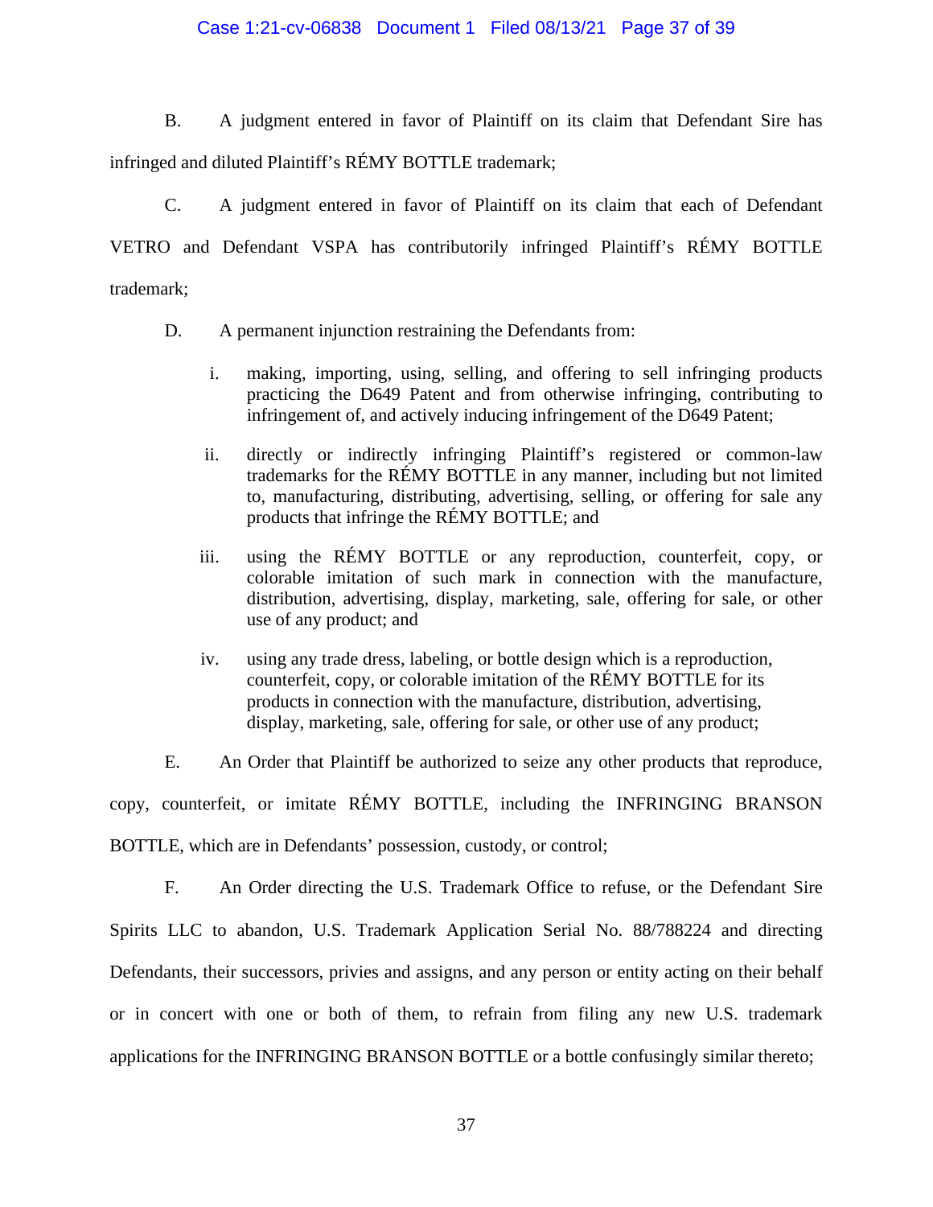B. A judgment entered in favor of Plaintiff on its claim that Defendant Sire has infringed and diluted Plaintiff's RÉMY BOTTLE trademark;

C. A judgment entered in favor of Plaintiff on its claim that each of Defendant VETRO and Defendant VSPA has contributorily infringed Plaintiff's RÉMY BOTTLE trademark;

D. A permanent injunction restraining the Defendants from:

i. making, importing, using, selling, and offering to sell infringing products practicing the D649 Patent and from otherwise infringing, contributing to infringement of, and actively inducing infringement of the D649 Patent;

ii. directly or indirectly infringing Plaintiff's registered or common-law trademarks for the RÉMY BOTTLE in any manner, including but not limited to, manufacturing, distributing, advertising, selling, or offering for sale any products that infringe the RÉMY BOTTLE; and

iii. using the RÉMY BOTTLE or any reproduction, counterfeit, copy, or colorable imitation of such mark in connection with the manufacture, distribution, advertising, display, marketing, sale, offering for sale, or other use of any product; and

iv. using any trade dress, labeling, or bottle design which is a reproduction, counterfeit, copy, or colorable imitation of the RÉMY BOTTLE for its products in connection with the manufacture, distribution, advertising, display, marketing, sale, offering for sale, or other use of any product;

E. An Order that Plaintiff be authorized to seize any other products that reproduce, copy, counterfeit, or imitate RÉMY BOTTLE, including the INFRINGING BRANSON BOTTLE, which are in Defendants' possession, custody, or control;

F. An Order directing the U.S. Trademark Office to refuse, or the Defendant Sire Spirits LLC to abandon, U.S. Trademark Application Serial No. 88/788224 and directing Defendants, their successors, privies and assigns, and any person or entity acting on their behalf or in concert with one or both of them, to refrain from filing any new U.S. trademark applications for the INFRINGING BRANSON BOTTLE or a bottle confusingly similar thereto;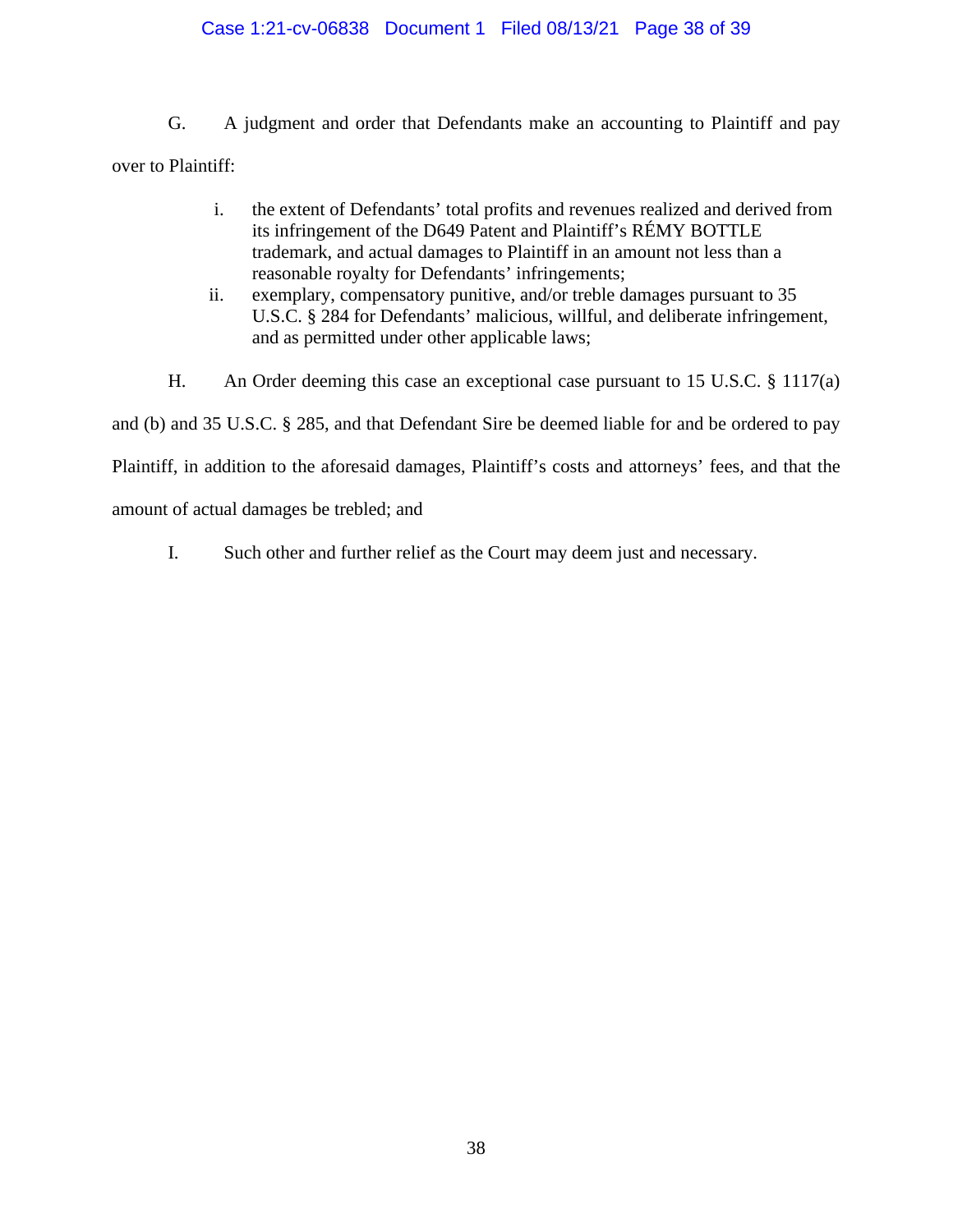G. A judgment and order that Defendants make an accounting to Plaintiff and pay over to Plaintiff:

i. the extent of Defendants' total profits and revenues realized and derived from its infringement of the D649 Patent and Plaintiff's RÉMY BOTTLE trademark, and actual damages to Plaintiff in an amount not less than a reasonable royalty for Defendants' infringements;

ii. exemplary, compensatory punitive, and/or treble damages pursuant to 35 U.S.C. § 284 for Defendants' malicious, willful, and deliberate infringement, and as permitted under other applicable laws;

H. An Order deeming this case an exceptional case pursuant to 15 U.S.C. § 1117(a) and (b) and 35 U.S.C. § 285, and that Defendant Sire be deemed liable for and be ordered to pay Plaintiff, in addition to the aforesaid damages, Plaintiff's costs and attorneys' fees, and that the amount of actual damages be trebled; and

I. Such other and further relief as the Court may deem just and necessary.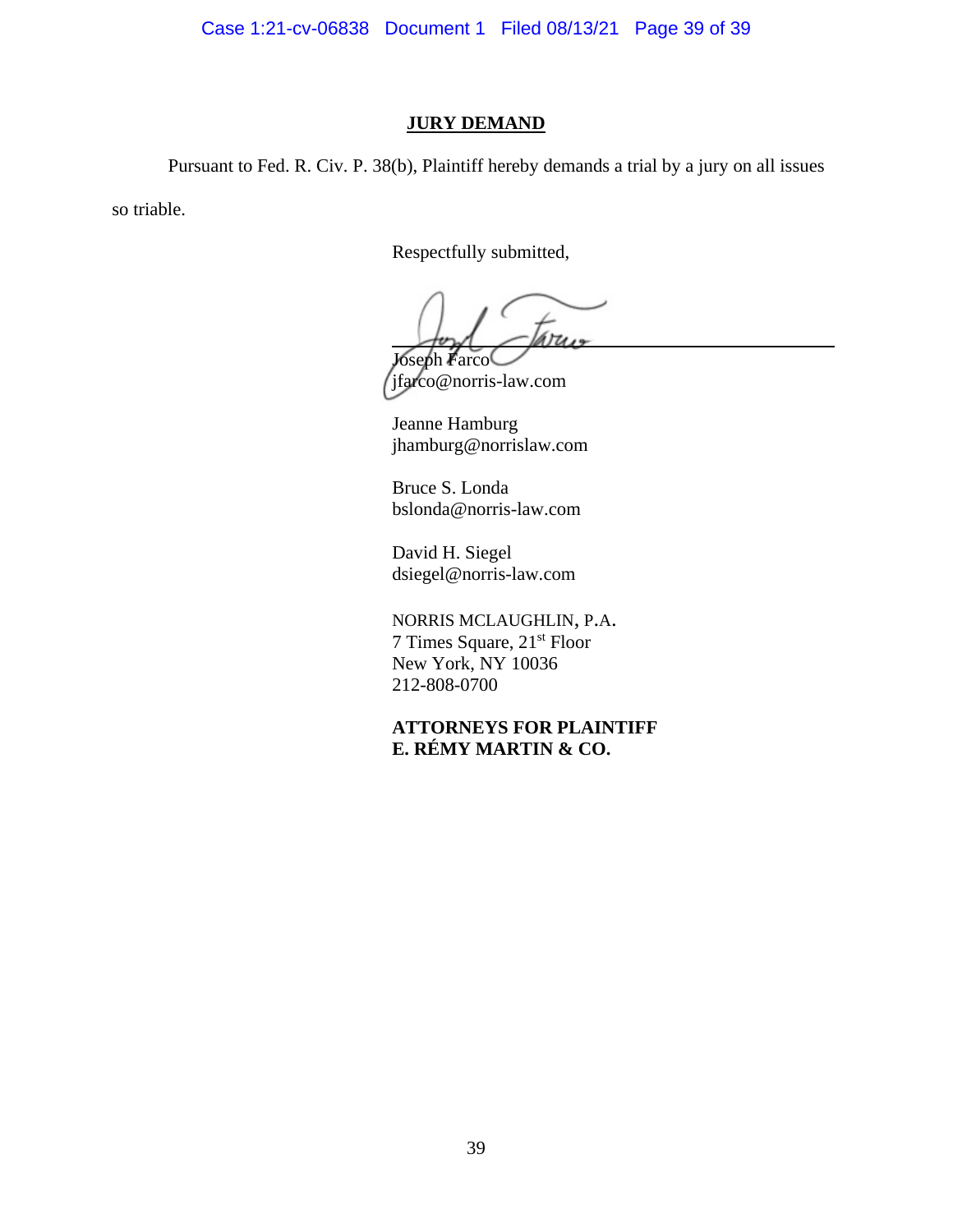## JURY DEMAND

Pursuant to Fed. R. Civ. P. 38(b), Plaintiff hereby demands a trial by a jury on all issues so triable.

Respectfully submitted,

Joseph Farco
jfarco@norris-law.com

Jeanne Hamburg
jhamburg@norrislaw.com

Bruce S. Londa
bslonda@norris-law.com

David H. Siegel
dsiegel@norris-law.com

NORRIS MCLAUGHLIN, P.A.
7 Times Square, 21st Floor
New York, NY 10036
212-808-0700

**ATTORNEYS FOR PLAINTIFF**
**E. RÉMY MARTIN & CO.**